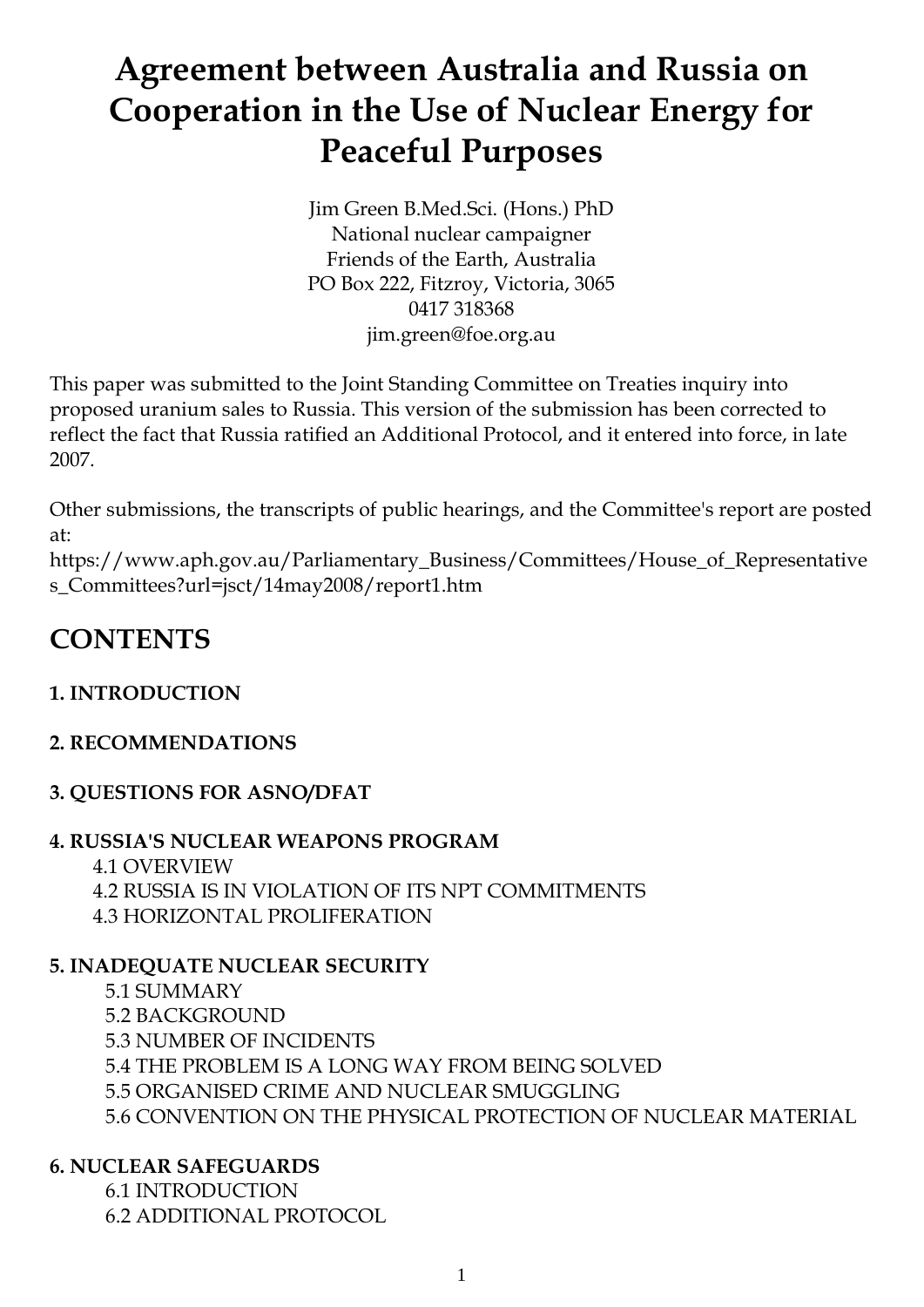# Agreement between Australia and Russia on Cooperation in the Use of Nuclear Energy for Peaceful Purposes

Jim Green B.Med.Sci. (Hons.) PhD
National nuclear campaigner
Friends of the Earth, Australia
PO Box 222, Fitzroy, Victoria, 3065
0417 318368
jim.green@foe.org.au

This paper was submitted to the Joint Standing Committee on Treaties inquiry into proposed uranium sales to Russia. This version of the submission has been corrected to reflect the fact that Russia ratified an Additional Protocol, and it entered into force, in late 2007.

Other submissions, the transcripts of public hearings, and the Committee's report are posted at:
https://www.aph.gov.au/Parliamentary_Business/Committees/House_of_Representatives_Committees?url=jsct/14may2008/report1.htm

## CONTENTS

**1. INTRODUCTION**

**2. RECOMMENDATIONS**

**3. QUESTIONS FOR ASNO/DFAT**

**4. RUSSIA'S NUCLEAR WEAPONS PROGRAM**
- 4.1 OVERVIEW
- 4.2 RUSSIA IS IN VIOLATION OF ITS NPT COMMITMENTS
- 4.3 HORIZONTAL PROLIFERATION

**5. INADEQUATE NUCLEAR SECURITY**
- 5.1 SUMMARY
- 5.2 BACKGROUND
- 5.3 NUMBER OF INCIDENTS
- 5.4 THE PROBLEM IS A LONG WAY FROM BEING SOLVED
- 5.5 ORGANISED CRIME AND NUCLEAR SMUGGLING
- 5.6 CONVENTION ON THE PHYSICAL PROTECTION OF NUCLEAR MATERIAL

**6. NUCLEAR SAFEGUARDS**
- 6.1 INTRODUCTION
- 6.2 ADDITIONAL PROTOCOL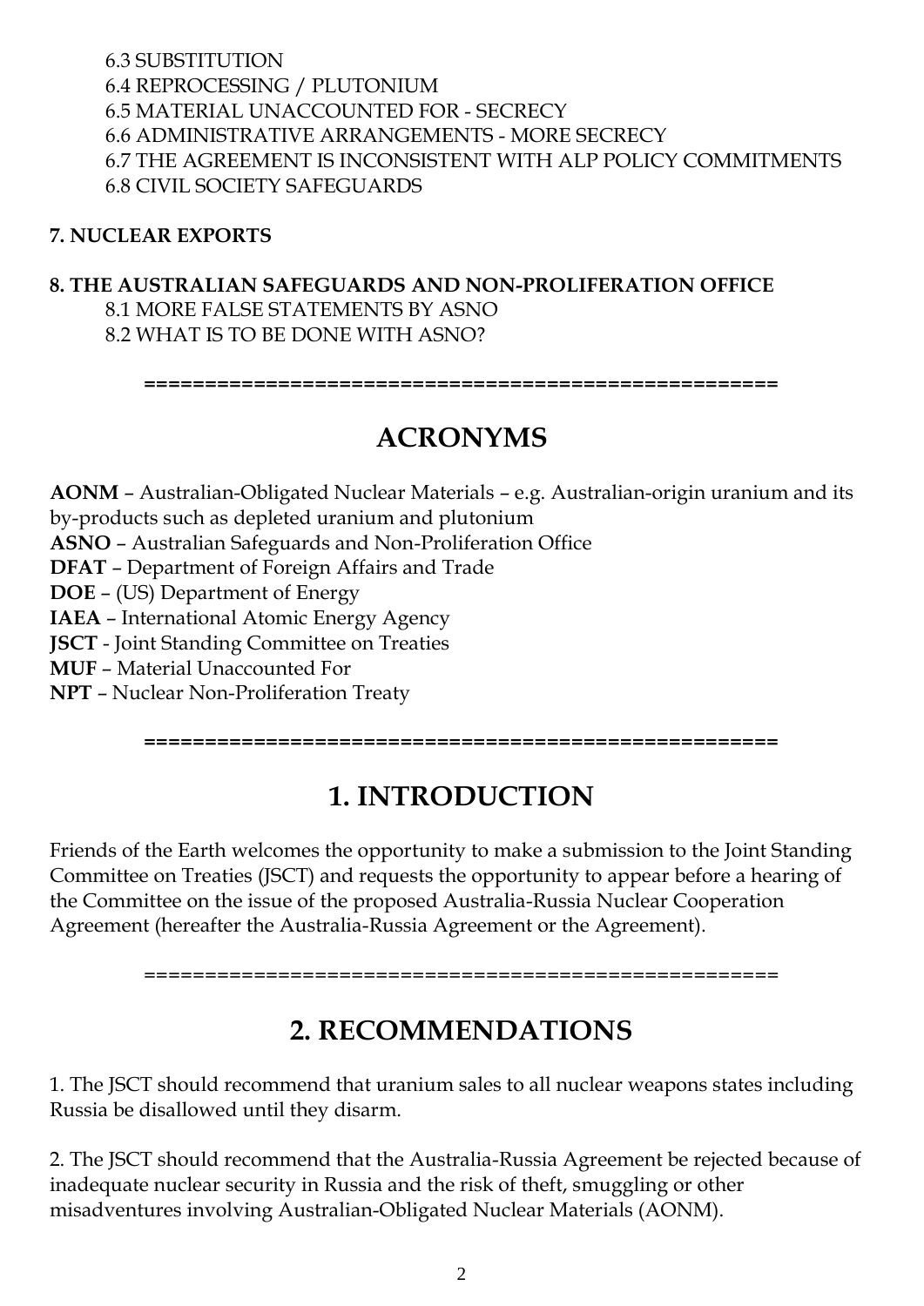6.3 SUBSTITUTION
6.4 REPROCESSING / PLUTONIUM
6.5 MATERIAL UNACCOUNTED FOR - SECRECY
6.6 ADMINISTRATIVE ARRANGEMENTS - MORE SECRECY
6.7 THE AGREEMENT IS INCONSISTENT WITH ALP POLICY COMMITMENTS
6.8 CIVIL SOCIETY SAFEGUARDS

**7. NUCLEAR EXPORTS**

**8. THE AUSTRALIAN SAFEGUARDS AND NON-PROLIFERATION OFFICE**
8.1 MORE FALSE STATEMENTS BY ASNO
8.2 WHAT IS TO BE DONE WITH ASNO?

=====================================================

# ACRONYMS

**AONM** – Australian-Obligated Nuclear Materials – e.g. Australian-origin uranium and its by-products such as depleted uranium and plutonium
**ASNO** – Australian Safeguards and Non-Proliferation Office
**DFAT** – Department of Foreign Affairs and Trade
**DOE** – (US) Department of Energy
**IAEA** – International Atomic Energy Agency
**JSCT** - Joint Standing Committee on Treaties
**MUF** – Material Unaccounted For
**NPT** – Nuclear Non-Proliferation Treaty

=====================================================

# 1. INTRODUCTION

Friends of the Earth welcomes the opportunity to make a submission to the Joint Standing Committee on Treaties (JSCT) and requests the opportunity to appear before a hearing of the Committee on the issue of the proposed Australia-Russia Nuclear Cooperation Agreement (hereafter the Australia-Russia Agreement or the Agreement).

=====================================================

# 2. RECOMMENDATIONS

1. The JSCT should recommend that uranium sales to all nuclear weapons states including Russia be disallowed until they disarm.

2. The JSCT should recommend that the Australia-Russia Agreement be rejected because of inadequate nuclear security in Russia and the risk of theft, smuggling or other misadventures involving Australian-Obligated Nuclear Materials (AONM).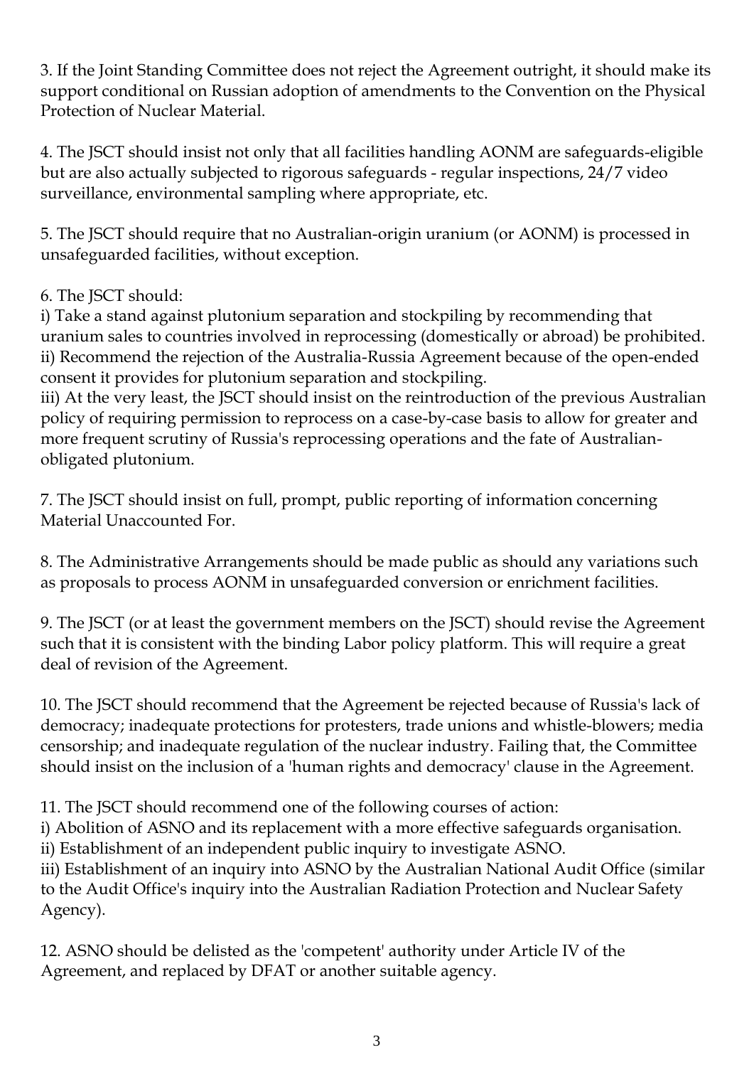3. If the Joint Standing Committee does not reject the Agreement outright, it should make its support conditional on Russian adoption of amendments to the Convention on the Physical Protection of Nuclear Material.

4. The JSCT should insist not only that all facilities handling AONM are safeguards-eligible but are also actually subjected to rigorous safeguards - regular inspections, 24/7 video surveillance, environmental sampling where appropriate, etc.

5. The JSCT should require that no Australian-origin uranium (or AONM) is processed in unsafeguarded facilities, without exception.

6. The JSCT should:
i) Take a stand against plutonium separation and stockpiling by recommending that uranium sales to countries involved in reprocessing (domestically or abroad) be prohibited.
ii) Recommend the rejection of the Australia-Russia Agreement because of the open-ended consent it provides for plutonium separation and stockpiling.
iii) At the very least, the JSCT should insist on the reintroduction of the previous Australian policy of requiring permission to reprocess on a case-by-case basis to allow for greater and more frequent scrutiny of Russia's reprocessing operations and the fate of Australian-obligated plutonium.

7. The JSCT should insist on full, prompt, public reporting of information concerning Material Unaccounted For.

8. The Administrative Arrangements should be made public as should any variations such as proposals to process AONM in unsafeguarded conversion or enrichment facilities.

9. The JSCT (or at least the government members on the JSCT) should revise the Agreement such that it is consistent with the binding Labor policy platform. This will require a great deal of revision of the Agreement.

10. The JSCT should recommend that the Agreement be rejected because of Russia's lack of democracy; inadequate protections for protesters, trade unions and whistle-blowers; media censorship; and inadequate regulation of the nuclear industry. Failing that, the Committee should insist on the inclusion of a 'human rights and democracy' clause in the Agreement.

11. The JSCT should recommend one of the following courses of action:
i) Abolition of ASNO and its replacement with a more effective safeguards organisation.
ii) Establishment of an independent public inquiry to investigate ASNO.
iii) Establishment of an inquiry into ASNO by the Australian National Audit Office (similar to the Audit Office's inquiry into the Australian Radiation Protection and Nuclear Safety Agency).

12. ASNO should be delisted as the 'competent' authority under Article IV of the Agreement, and replaced by DFAT or another suitable agency.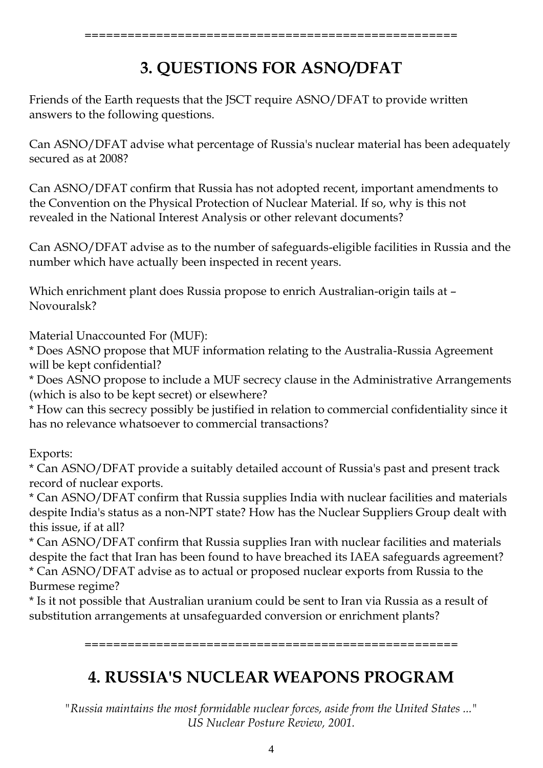=====================================================

## 3. QUESTIONS FOR ASNO/DFAT

Friends of the Earth requests that the JSCT require ASNO/DFAT to provide written answers to the following questions.

Can ASNO/DFAT advise what percentage of Russia's nuclear material has been adequately secured as at 2008?

Can ASNO/DFAT confirm that Russia has not adopted recent, important amendments to the Convention on the Physical Protection of Nuclear Material. If so, why is this not revealed in the National Interest Analysis or other relevant documents?

Can ASNO/DFAT advise as to the number of safeguards-eligible facilities in Russia and the number which have actually been inspected in recent years.

Which enrichment plant does Russia propose to enrich Australian-origin tails at – Novouralsk?

Material Unaccounted For (MUF):

* Does ASNO propose that MUF information relating to the Australia-Russia Agreement will be kept confidential?
* Does ASNO propose to include a MUF secrecy clause in the Administrative Arrangements (which is also to be kept secret) or elsewhere?
* How can this secrecy possibly be justified in relation to commercial confidentiality since it has no relevance whatsoever to commercial transactions?

Exports:

* Can ASNO/DFAT provide a suitably detailed account of Russia's past and present track record of nuclear exports.
* Can ASNO/DFAT confirm that Russia supplies India with nuclear facilities and materials despite India's status as a non-NPT state? How has the Nuclear Suppliers Group dealt with this issue, if at all?
* Can ASNO/DFAT confirm that Russia supplies Iran with nuclear facilities and materials despite the fact that Iran has been found to have breached its IAEA safeguards agreement?
* Can ASNO/DFAT advise as to actual or proposed nuclear exports from Russia to the Burmese regime?
* Is it not possible that Australian uranium could be sent to Iran via Russia as a result of substitution arrangements at unsafeguarded conversion or enrichment plants?

=====================================================

## 4. RUSSIA'S NUCLEAR WEAPONS PROGRAM

*"Russia maintains the most formidable nuclear forces, aside from the United States ..."*
*US Nuclear Posture Review, 2001.*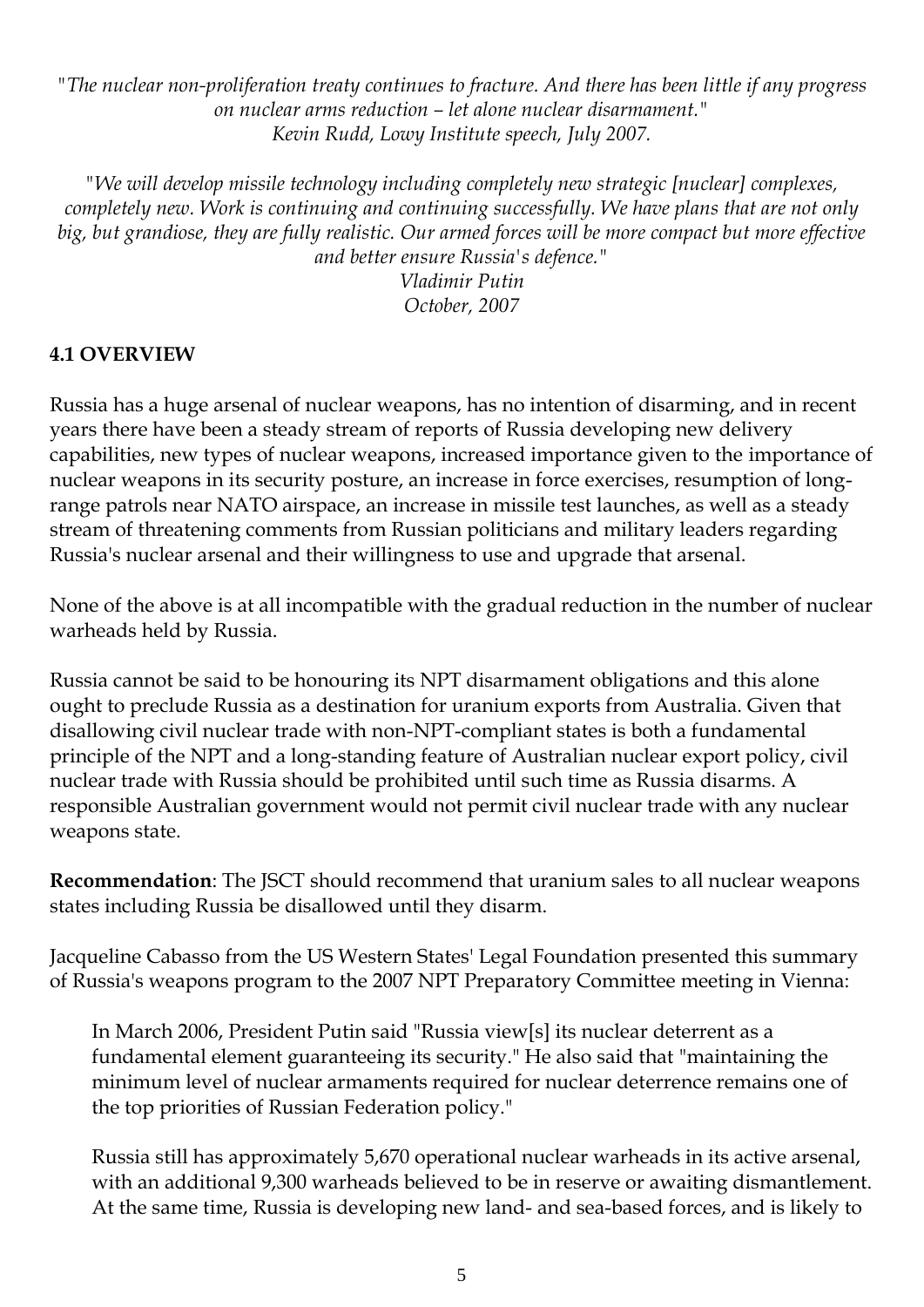*"The nuclear non-proliferation treaty continues to fracture. And there has been little if any progress on nuclear arms reduction – let alone nuclear disarmament."*
*Kevin Rudd, Lowy Institute speech, July 2007.*

*"We will develop missile technology including completely new strategic [nuclear] complexes, completely new. Work is continuing and continuing successfully. We have plans that are not only big, but grandiose, they are fully realistic. Our armed forces will be more compact but more effective and better ensure Russia's defence."*
*Vladimir Putin*
*October, 2007*

## 4.1 OVERVIEW

Russia has a huge arsenal of nuclear weapons, has no intention of disarming, and in recent years there have been a steady stream of reports of Russia developing new delivery capabilities, new types of nuclear weapons, increased importance given to the importance of nuclear weapons in its security posture, an increase in force exercises, resumption of long-range patrols near NATO airspace, an increase in missile test launches, as well as a steady stream of threatening comments from Russian politicians and military leaders regarding Russia's nuclear arsenal and their willingness to use and upgrade that arsenal.

None of the above is at all incompatible with the gradual reduction in the number of nuclear warheads held by Russia.

Russia cannot be said to be honouring its NPT disarmament obligations and this alone ought to preclude Russia as a destination for uranium exports from Australia. Given that disallowing civil nuclear trade with non-NPT-compliant states is both a fundamental principle of the NPT and a long-standing feature of Australian nuclear export policy, civil nuclear trade with Russia should be prohibited until such time as Russia disarms. A responsible Australian government would not permit civil nuclear trade with any nuclear weapons state.

**Recommendation**: The JSCT should recommend that uranium sales to all nuclear weapons states including Russia be disallowed until they disarm.

Jacqueline Cabasso from the US Western States' Legal Foundation presented this summary of Russia's weapons program to the 2007 NPT Preparatory Committee meeting in Vienna:

> In March 2006, President Putin said "Russia view[s] its nuclear deterrent as a fundamental element guaranteeing its security." He also said that "maintaining the minimum level of nuclear armaments required for nuclear deterrence remains one of the top priorities of Russian Federation policy."
>
> Russia still has approximately 5,670 operational nuclear warheads in its active arsenal, with an additional 9,300 warheads believed to be in reserve or awaiting dismantlement. At the same time, Russia is developing new land- and sea-based forces, and is likely to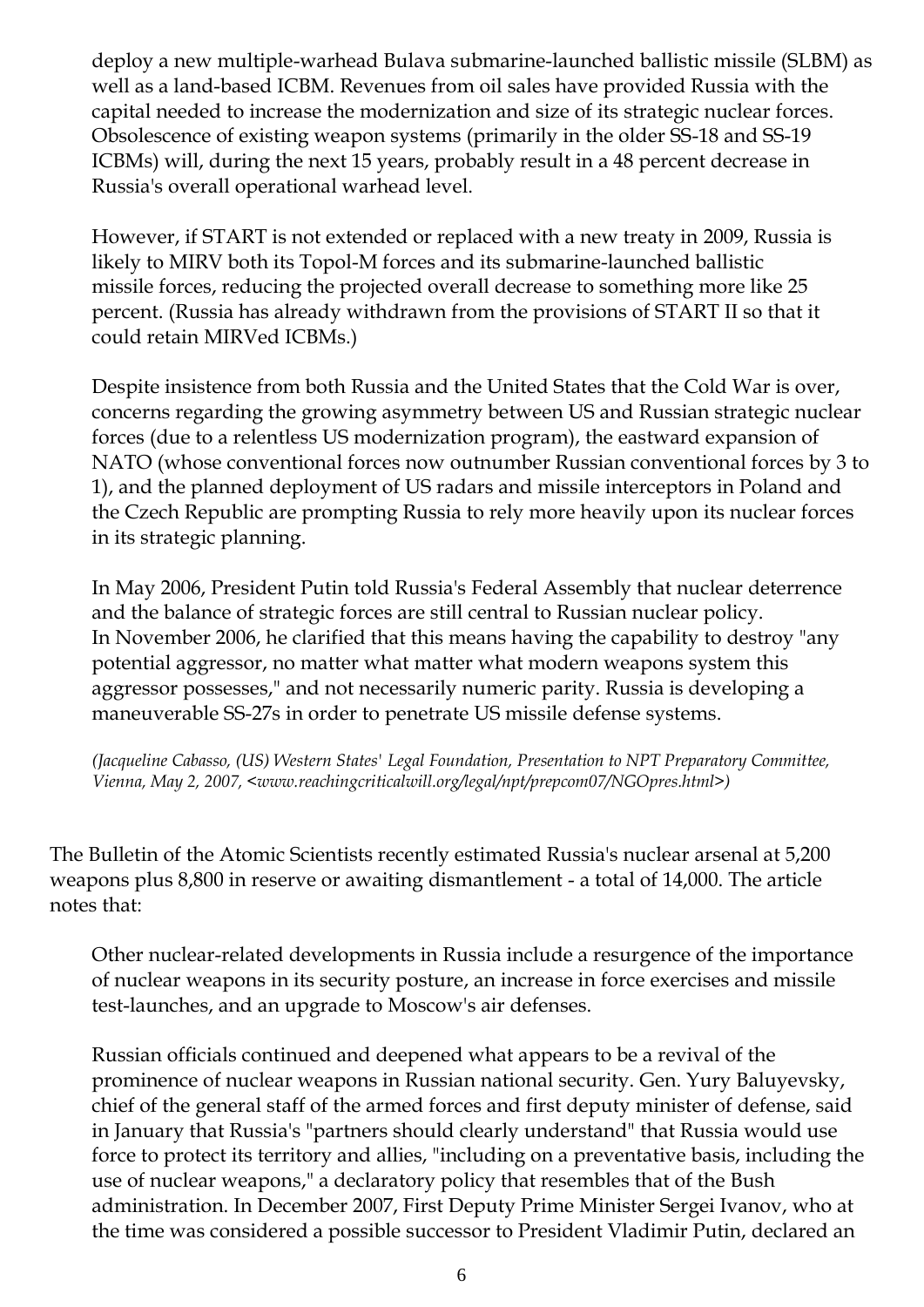> deploy a new multiple-warhead Bulava submarine-launched ballistic missile (SLBM) as well as a land-based ICBM. Revenues from oil sales have provided Russia with the capital needed to increase the modernization and size of its strategic nuclear forces. Obsolescence of existing weapon systems (primarily in the older SS-18 and SS-19 ICBMs) will, during the next 15 years, probably result in a 48 percent decrease in Russia's overall operational warhead level.
>
> However, if START is not extended or replaced with a new treaty in 2009, Russia is likely to MIRV both its Topol-M forces and its submarine-launched ballistic missile forces, reducing the projected overall decrease to something more like 25 percent. (Russia has already withdrawn from the provisions of START II so that it could retain MIRVed ICBMs.)
>
> Despite insistence from both Russia and the United States that the Cold War is over, concerns regarding the growing asymmetry between US and Russian strategic nuclear forces (due to a relentless US modernization program), the eastward expansion of NATO (whose conventional forces now outnumber Russian conventional forces by 3 to 1), and the planned deployment of US radars and missile interceptors in Poland and the Czech Republic are prompting Russia to rely more heavily upon its nuclear forces in its strategic planning.
>
> In May 2006, President Putin told Russia's Federal Assembly that nuclear deterrence and the balance of strategic forces are still central to Russian nuclear policy. In November 2006, he clarified that this means having the capability to destroy "any potential aggressor, no matter what matter what modern weapons system this aggressor possesses," and not necessarily numeric parity. Russia is developing a maneuverable SS-27s in order to penetrate US missile defense systems.
>
> *(Jacqueline Cabasso, (US) Western States' Legal Foundation, Presentation to NPT Preparatory Committee, Vienna, May 2, 2007, <www.reachingcriticalwill.org/legal/npt/prepcom07/NGOpres.html>)*

The Bulletin of the Atomic Scientists recently estimated Russia's nuclear arsenal at 5,200 weapons plus 8,800 in reserve or awaiting dismantlement - a total of 14,000. The article notes that:

> Other nuclear-related developments in Russia include a resurgence of the importance of nuclear weapons in its security posture, an increase in force exercises and missile test-launches, and an upgrade to Moscow's air defenses.
>
> Russian officials continued and deepened what appears to be a revival of the prominence of nuclear weapons in Russian national security. Gen. Yury Baluyevsky, chief of the general staff of the armed forces and first deputy minister of defense, said in January that Russia's "partners should clearly understand" that Russia would use force to protect its territory and allies, "including on a preventative basis, including the use of nuclear weapons," a declaratory policy that resembles that of the Bush administration. In December 2007, First Deputy Prime Minister Sergei Ivanov, who at the time was considered a possible successor to President Vladimir Putin, declared an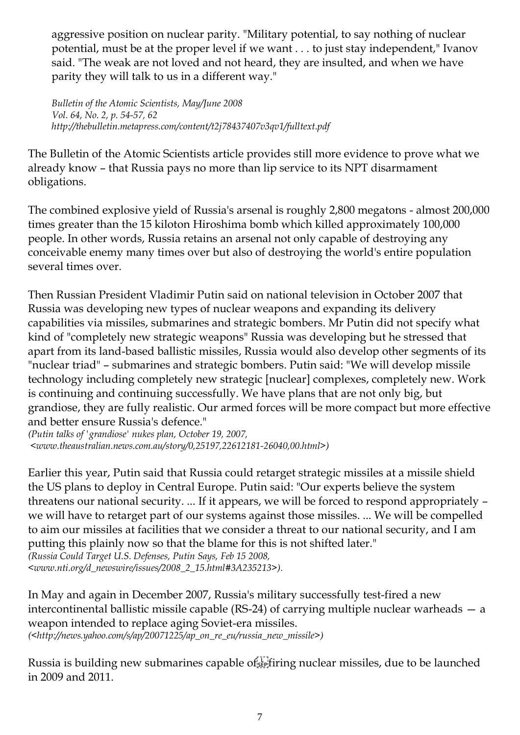aggressive position on nuclear parity. "Military potential, to say nothing of nuclear potential, must be at the proper level if we want . . . to just stay independent," Ivanov said. "The weak are not loved and not heard, they are insulted, and when we have parity they will talk to us in a different way."

*Bulletin of the Atomic Scientists, May/June 2008*
*Vol. 64, No. 2, p. 54-57, 62*
*http://thebulletin.metapress.com/content/t2j78437407v3qv1/fulltext.pdf*

The Bulletin of the Atomic Scientists article provides still more evidence to prove what we already know – that Russia pays no more than lip service to its NPT disarmament obligations.

The combined explosive yield of Russia's arsenal is roughly 2,800 megatons - almost 200,000 times greater than the 15 kiloton Hiroshima bomb which killed approximately 100,000 people. In other words, Russia retains an arsenal not only capable of destroying any conceivable enemy many times over but also of destroying the world's entire population several times over.

Then Russian President Vladimir Putin said on national television in October 2007 that Russia was developing new types of nuclear weapons and expanding its delivery capabilities via missiles, submarines and strategic bombers. Mr Putin did not specify what kind of "completely new strategic weapons" Russia was developing but he stressed that apart from its land-based ballistic missiles, Russia would also develop other segments of its "nuclear triad" – submarines and strategic bombers. Putin said: "We will develop missile technology including completely new strategic [nuclear] complexes, completely new. Work is continuing and continuing successfully. We have plans that are not only big, but grandiose, they are fully realistic. Our armed forces will be more compact but more effective and better ensure Russia's defence."
*(Putin talks of 'grandiose' nukes plan, October 19, 2007,*
*<www.theaustralian.news.com.au/story/0,25197,22612181-26040,00.html>)*

Earlier this year, Putin said that Russia could retarget strategic missiles at a missile shield the US plans to deploy in Central Europe. Putin said: "Our experts believe the system threatens our national security. ... If it appears, we will be forced to respond appropriately – we will have to retarget part of our systems against those missiles. ... We will be compelled to aim our missiles at facilities that we consider a threat to our national security, and I am putting this plainly now so that the blame for this is not shifted later."
*(Russia Could Target U.S. Defenses, Putin Says, Feb 15 2008,*
*<www.nti.org/d_newswire/issues/2008_2_15.html#3A235213>).*

In May and again in December 2007, Russia's military successfully test-fired a new intercontinental ballistic missile capable (RS-24) of carrying multiple nuclear warheads — a weapon intended to replace aging Soviet-era missiles.
*(<http://news.yahoo.com/s/ap/20071225/ap_on_re_eu/russia_new_missile>)*

Russia is building new submarines capable of firing nuclear missiles, due to be launched in 2009 and 2011.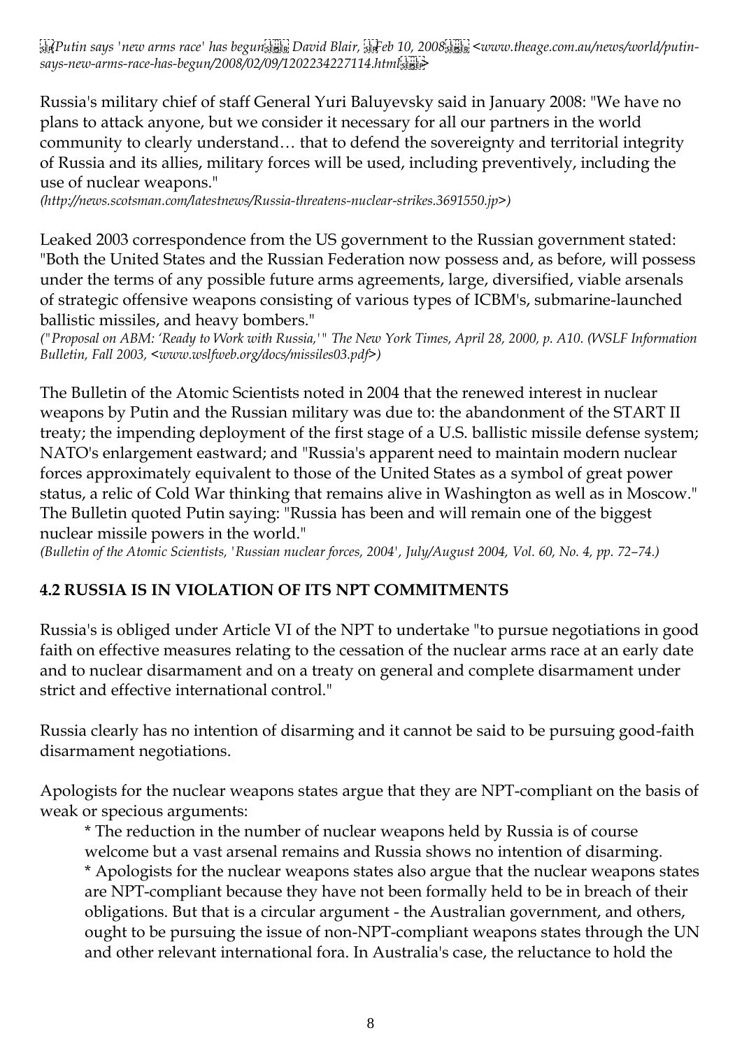*(Putin says 'new arms race' has begun David Blair, Feb 10, 2008 <www.theage.com.au/news/world/putin-says-new-arms-race-has-begun/2008/02/09/1202234227114.html>*

Russia's military chief of staff General Yuri Baluyevsky said in January 2008: "We have no plans to attack anyone, but we consider it necessary for all our partners in the world community to clearly understand… that to defend the sovereignty and territorial integrity of Russia and its allies, military forces will be used, including preventively, including the use of nuclear weapons."
*(http://news.scotsman.com/latestnews/Russia-threatens-nuclear-strikes.3691550.jp>)*

Leaked 2003 correspondence from the US government to the Russian government stated: "Both the United States and the Russian Federation now possess and, as before, will possess under the terms of any possible future arms agreements, large, diversified, viable arsenals of strategic offensive weapons consisting of various types of ICBM's, submarine-launched ballistic missiles, and heavy bombers."
*("Proposal on ABM: 'Ready to Work with Russia,'" The New York Times, April 28, 2000, p. A10. (WSLF Information Bulletin, Fall 2003, <www.wslfweb.org/docs/missiles03.pdf>)*

The Bulletin of the Atomic Scientists noted in 2004 that the renewed interest in nuclear weapons by Putin and the Russian military was due to: the abandonment of the START II treaty; the impending deployment of the first stage of a U.S. ballistic missile defense system; NATO's enlargement eastward; and "Russia's apparent need to maintain modern nuclear forces approximately equivalent to those of the United States as a symbol of great power status, a relic of Cold War thinking that remains alive in Washington as well as in Moscow." The Bulletin quoted Putin saying: "Russia has been and will remain one of the biggest nuclear missile powers in the world."
*(Bulletin of the Atomic Scientists, 'Russian nuclear forces, 2004', July/August 2004, Vol. 60, No. 4, pp. 72–74.)*

## 4.2 RUSSIA IS IN VIOLATION OF ITS NPT COMMITMENTS

Russia's is obliged under Article VI of the NPT to undertake "to pursue negotiations in good faith on effective measures relating to the cessation of the nuclear arms race at an early date and to nuclear disarmament and on a treaty on general and complete disarmament under strict and effective international control."

Russia clearly has no intention of disarming and it cannot be said to be pursuing good-faith disarmament negotiations.

Apologists for the nuclear weapons states argue that they are NPT-compliant on the basis of weak or specious arguments:

* The reduction in the number of nuclear weapons held by Russia is of course welcome but a vast arsenal remains and Russia shows no intention of disarming.
* Apologists for the nuclear weapons states also argue that the nuclear weapons states are NPT-compliant because they have not been formally held to be in breach of their obligations. But that is a circular argument - the Australian government, and others, ought to be pursuing the issue of non-NPT-compliant weapons states through the UN and other relevant international fora. In Australia's case, the reluctance to hold the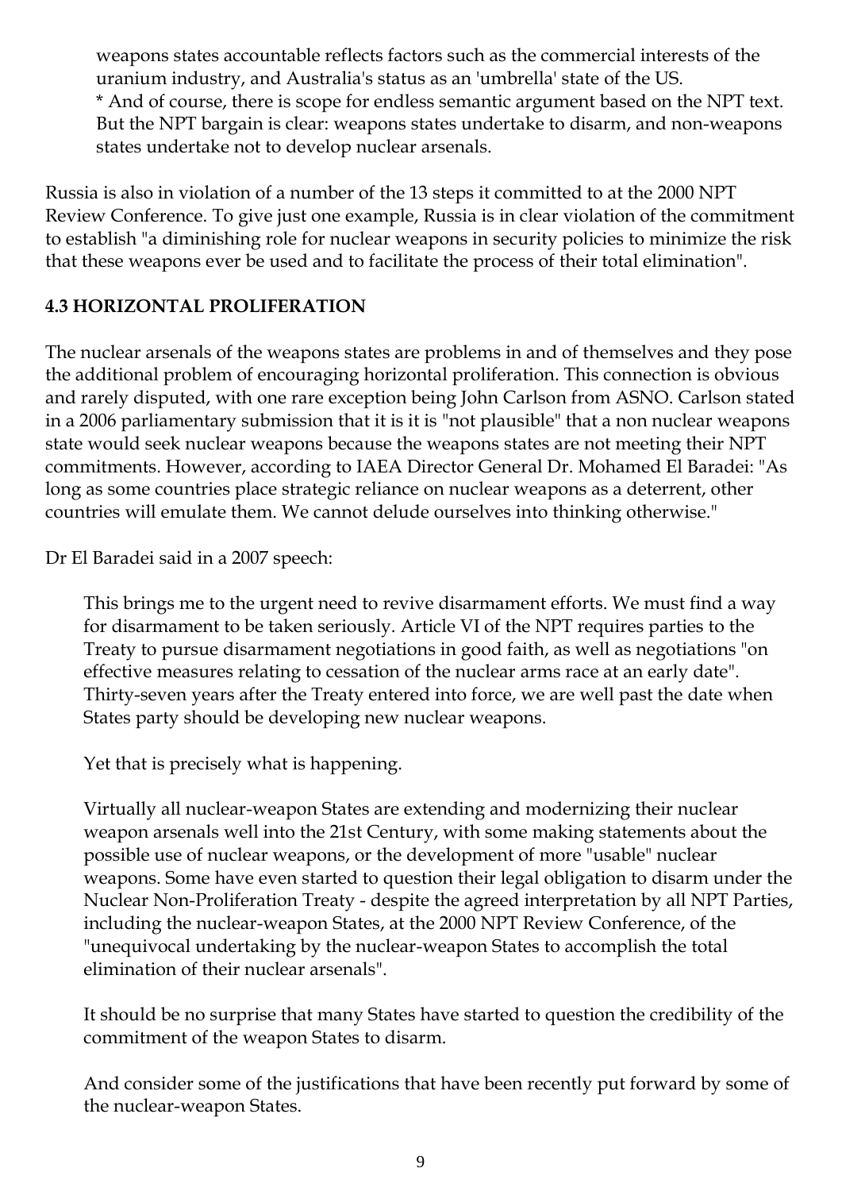weapons states accountable reflects factors such as the commercial interests of the uranium industry, and Australia's status as an 'umbrella' state of the US.
* And of course, there is scope for endless semantic argument based on the NPT text. But the NPT bargain is clear: weapons states undertake to disarm, and non-weapons states undertake not to develop nuclear arsenals.

Russia is also in violation of a number of the 13 steps it committed to at the 2000 NPT Review Conference. To give just one example, Russia is in clear violation of the commitment to establish "a diminishing role for nuclear weapons in security policies to minimize the risk that these weapons ever be used and to facilitate the process of their total elimination".

### 4.3 HORIZONTAL PROLIFERATION

The nuclear arsenals of the weapons states are problems in and of themselves and they pose the additional problem of encouraging horizontal proliferation. This connection is obvious and rarely disputed, with one rare exception being John Carlson from ASNO. Carlson stated in a 2006 parliamentary submission that it is it is "not plausible" that a non nuclear weapons state would seek nuclear weapons because the weapons states are not meeting their NPT commitments. However, according to IAEA Director General Dr. Mohamed El Baradei: "As long as some countries place strategic reliance on nuclear weapons as a deterrent, other countries will emulate them. We cannot delude ourselves into thinking otherwise."

Dr El Baradei said in a 2007 speech:

> This brings me to the urgent need to revive disarmament efforts. We must find a way for disarmament to be taken seriously. Article VI of the NPT requires parties to the Treaty to pursue disarmament negotiations in good faith, as well as negotiations "on effective measures relating to cessation of the nuclear arms race at an early date". Thirty-seven years after the Treaty entered into force, we are well past the date when States party should be developing new nuclear weapons.
>
> Yet that is precisely what is happening.
>
> Virtually all nuclear-weapon States are extending and modernizing their nuclear weapon arsenals well into the 21st Century, with some making statements about the possible use of nuclear weapons, or the development of more "usable" nuclear weapons. Some have even started to question their legal obligation to disarm under the Nuclear Non-Proliferation Treaty - despite the agreed interpretation by all NPT Parties, including the nuclear-weapon States, at the 2000 NPT Review Conference, of the "unequivocal undertaking by the nuclear-weapon States to accomplish the total elimination of their nuclear arsenals".
>
> It should be no surprise that many States have started to question the credibility of the commitment of the weapon States to disarm.
>
> And consider some of the justifications that have been recently put forward by some of the nuclear-weapon States.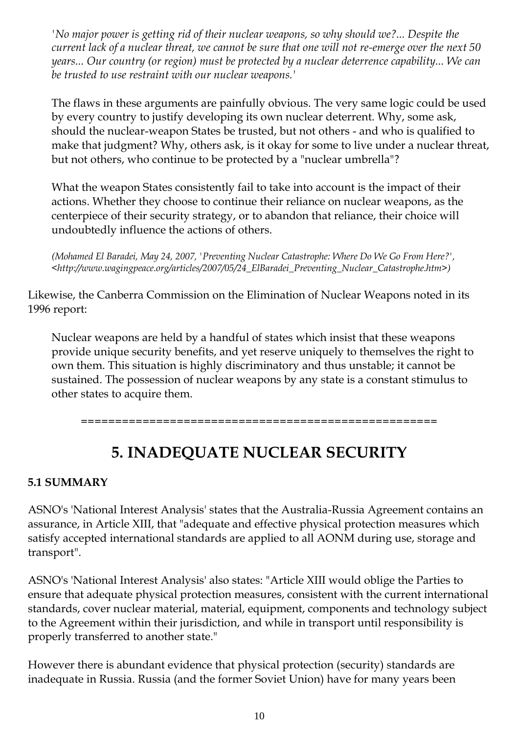> *'No major power is getting rid of their nuclear weapons, so why should we?... Despite the current lack of a nuclear threat, we cannot be sure that one will not re-emerge over the next 50 years... Our country (or region) must be protected by a nuclear deterrence capability... We can be trusted to use restraint with our nuclear weapons.'*
>
> The flaws in these arguments are painfully obvious. The very same logic could be used by every country to justify developing its own nuclear deterrent. Why, some ask, should the nuclear-weapon States be trusted, but not others - and who is qualified to make that judgment? Why, others ask, is it okay for some to live under a nuclear threat, but not others, who continue to be protected by a "nuclear umbrella"?
>
> What the weapon States consistently fail to take into account is the impact of their actions. Whether they choose to continue their reliance on nuclear weapons, as the centerpiece of their security strategy, or to abandon that reliance, their choice will undoubtedly influence the actions of others.
>
> *(Mohamed El Baradei, May 24, 2007, 'Preventing Nuclear Catastrophe: Where Do We Go From Here?', <http://www.wagingpeace.org/articles/2007/05/24_ElBaradei_Preventing_Nuclear_Catastrophe.htm>)*

Likewise, the Canberra Commission on the Elimination of Nuclear Weapons noted in its 1996 report:

> Nuclear weapons are held by a handful of states which insist that these weapons provide unique security benefits, and yet reserve uniquely to themselves the right to own them. This situation is highly discriminatory and thus unstable; it cannot be sustained. The possession of nuclear weapons by any state is a constant stimulus to other states to acquire them.

=====================================================

# 5. INADEQUATE NUCLEAR SECURITY

### 5.1 SUMMARY

ASNO's 'National Interest Analysis' states that the Australia-Russia Agreement contains an assurance, in Article XIII, that "adequate and effective physical protection measures which satisfy accepted international standards are applied to all AONM during use, storage and transport".

ASNO's 'National Interest Analysis' also states: "Article XIII would oblige the Parties to ensure that adequate physical protection measures, consistent with the current international standards, cover nuclear material, material, equipment, components and technology subject to the Agreement within their jurisdiction, and while in transport until responsibility is properly transferred to another state."

However there is abundant evidence that physical protection (security) standards are inadequate in Russia. Russia (and the former Soviet Union) have for many years been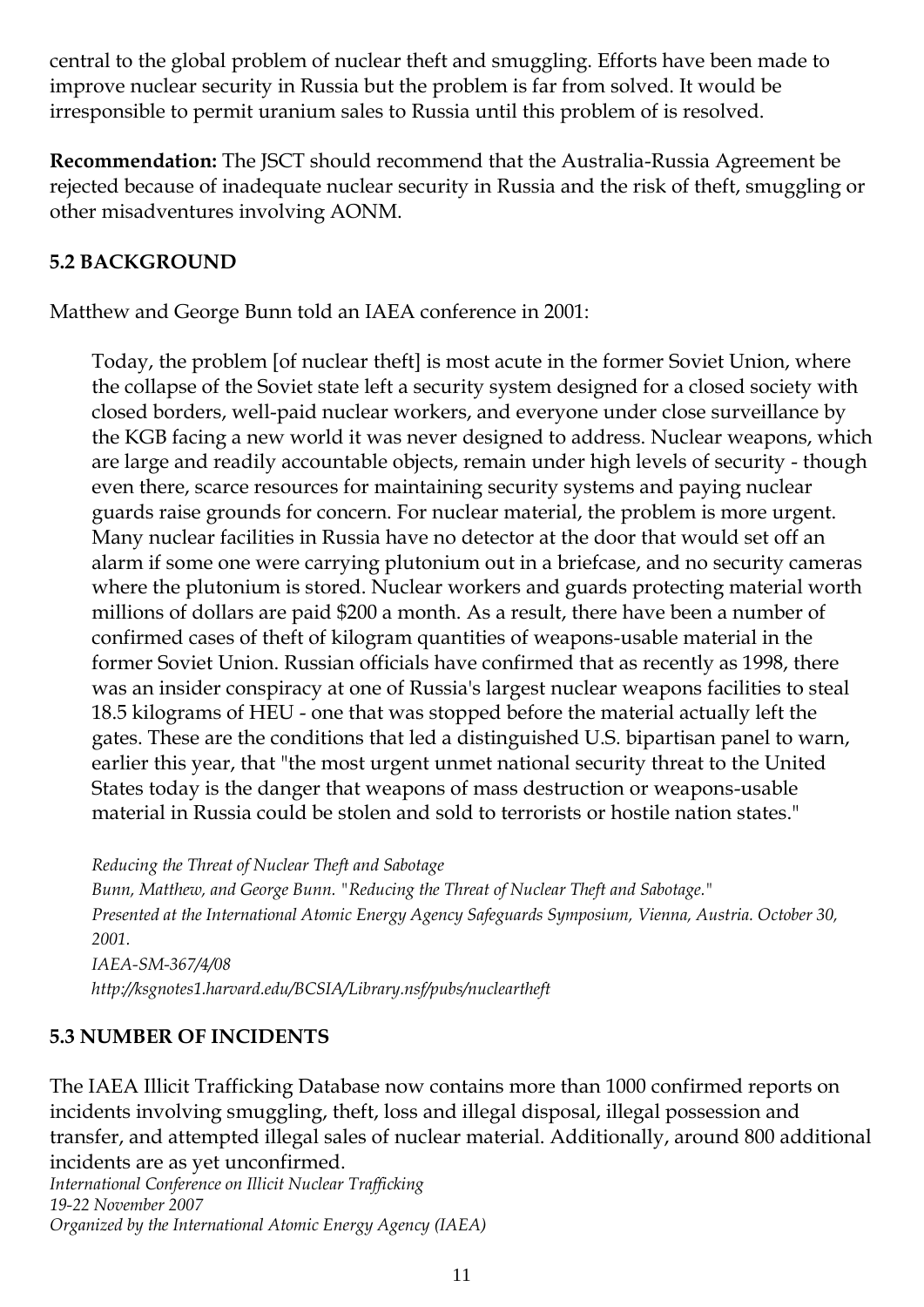central to the global problem of nuclear theft and smuggling. Efforts have been made to improve nuclear security in Russia but the problem is far from solved. It would be irresponsible to permit uranium sales to Russia until this problem of is resolved.

**Recommendation:** The JSCT should recommend that the Australia-Russia Agreement be rejected because of inadequate nuclear security in Russia and the risk of theft, smuggling or other misadventures involving AONM.

### 5.2 BACKGROUND

Matthew and George Bunn told an IAEA conference in 2001:

> Today, the problem [of nuclear theft] is most acute in the former Soviet Union, where the collapse of the Soviet state left a security system designed for a closed society with closed borders, well-paid nuclear workers, and everyone under close surveillance by the KGB facing a new world it was never designed to address. Nuclear weapons, which are large and readily accountable objects, remain under high levels of security - though even there, scarce resources for maintaining security systems and paying nuclear guards raise grounds for concern. For nuclear material, the problem is more urgent. Many nuclear facilities in Russia have no detector at the door that would set off an alarm if some one were carrying plutonium out in a briefcase, and no security cameras where the plutonium is stored. Nuclear workers and guards protecting material worth millions of dollars are paid $200 a month. As a result, there have been a number of confirmed cases of theft of kilogram quantities of weapons-usable material in the former Soviet Union. Russian officials have confirmed that as recently as 1998, there was an insider conspiracy at one of Russia's largest nuclear weapons facilities to steal 18.5 kilograms of HEU - one that was stopped before the material actually left the gates. These are the conditions that led a distinguished U.S. bipartisan panel to warn, earlier this year, that "the most urgent unmet national security threat to the United States today is the danger that weapons of mass destruction or weapons-usable material in Russia could be stolen and sold to terrorists or hostile nation states."
>
> *Reducing the Threat of Nuclear Theft and Sabotage*
> *Bunn, Matthew, and George Bunn. "Reducing the Threat of Nuclear Theft and Sabotage."*
> *Presented at the International Atomic Energy Agency Safeguards Symposium, Vienna, Austria. October 30, 2001.*
> *IAEA-SM-367/4/08*
> *http://ksgnotes1.harvard.edu/BCSIA/Library.nsf/pubs/nucleartheft*

### 5.3 NUMBER OF INCIDENTS

The IAEA Illicit Trafficking Database now contains more than 1000 confirmed reports on incidents involving smuggling, theft, loss and illegal disposal, illegal possession and transfer, and attempted illegal sales of nuclear material. Additionally, around 800 additional incidents are as yet unconfirmed.
*International Conference on Illicit Nuclear Trafficking*
*19-22 November 2007*
*Organized by the International Atomic Energy Agency (IAEA)*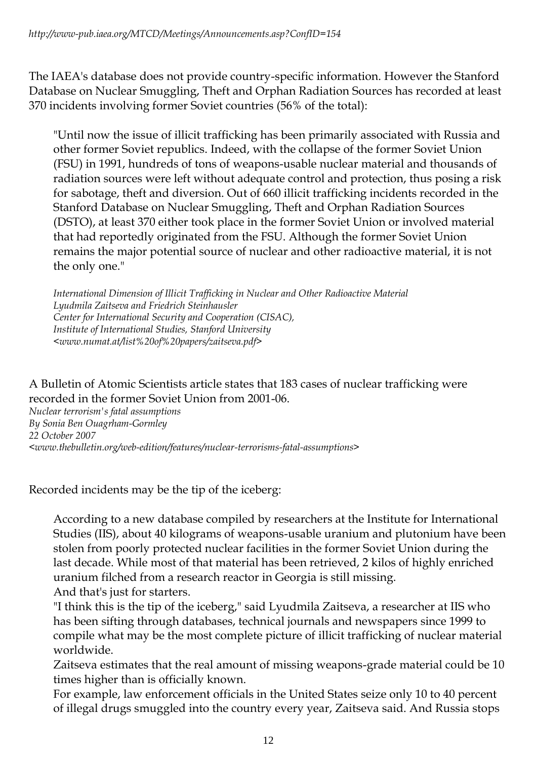*http://www-pub.iaea.org/MTCD/Meetings/Announcements.asp?ConfID=154*

The IAEA's database does not provide country-specific information. However the Stanford Database on Nuclear Smuggling, Theft and Orphan Radiation Sources has recorded at least 370 incidents involving former Soviet countries (56% of the total):

> "Until now the issue of illicit trafficking has been primarily associated with Russia and other former Soviet republics. Indeed, with the collapse of the former Soviet Union (FSU) in 1991, hundreds of tons of weapons-usable nuclear material and thousands of radiation sources were left without adequate control and protection, thus posing a risk for sabotage, theft and diversion. Out of 660 illicit trafficking incidents recorded in the Stanford Database on Nuclear Smuggling, Theft and Orphan Radiation Sources (DSTO), at least 370 either took place in the former Soviet Union or involved material that had reportedly originated from the FSU. Although the former Soviet Union remains the major potential source of nuclear and other radioactive material, it is not the only one."
>
> *International Dimension of Illicit Trafficking in Nuclear and Other Radioactive Material*
> *Lyudmila Zaitseva and Friedrich Steinhausler*
> *Center for International Security and Cooperation (CISAC),*
> *Institute of International Studies, Stanford University*
> *<www.numat.at/list%20of%20papers/zaitseva.pdf>*

A Bulletin of Atomic Scientists article states that 183 cases of nuclear trafficking were recorded in the former Soviet Union from 2001-06.
*Nuclear terrorism's fatal assumptions*
*By Sonia Ben Ouagrham-Gormley*
*22 October 2007*
*<www.thebulletin.org/web-edition/features/nuclear-terrorisms-fatal-assumptions>*

Recorded incidents may be the tip of the iceberg:

> According to a new database compiled by researchers at the Institute for International Studies (IIS), about 40 kilograms of weapons-usable uranium and plutonium have been stolen from poorly protected nuclear facilities in the former Soviet Union during the last decade. While most of that material has been retrieved, 2 kilos of highly enriched uranium filched from a research reactor in Georgia is still missing.
> And that's just for starters.
> "I think this is the tip of the iceberg," said Lyudmila Zaitseva, a researcher at IIS who has been sifting through databases, technical journals and newspapers since 1999 to compile what may be the most complete picture of illicit trafficking of nuclear material worldwide.
> Zaitseva estimates that the real amount of missing weapons-grade material could be 10 times higher than is officially known.
> For example, law enforcement officials in the United States seize only 10 to 40 percent of illegal drugs smuggled into the country every year, Zaitseva said. And Russia stops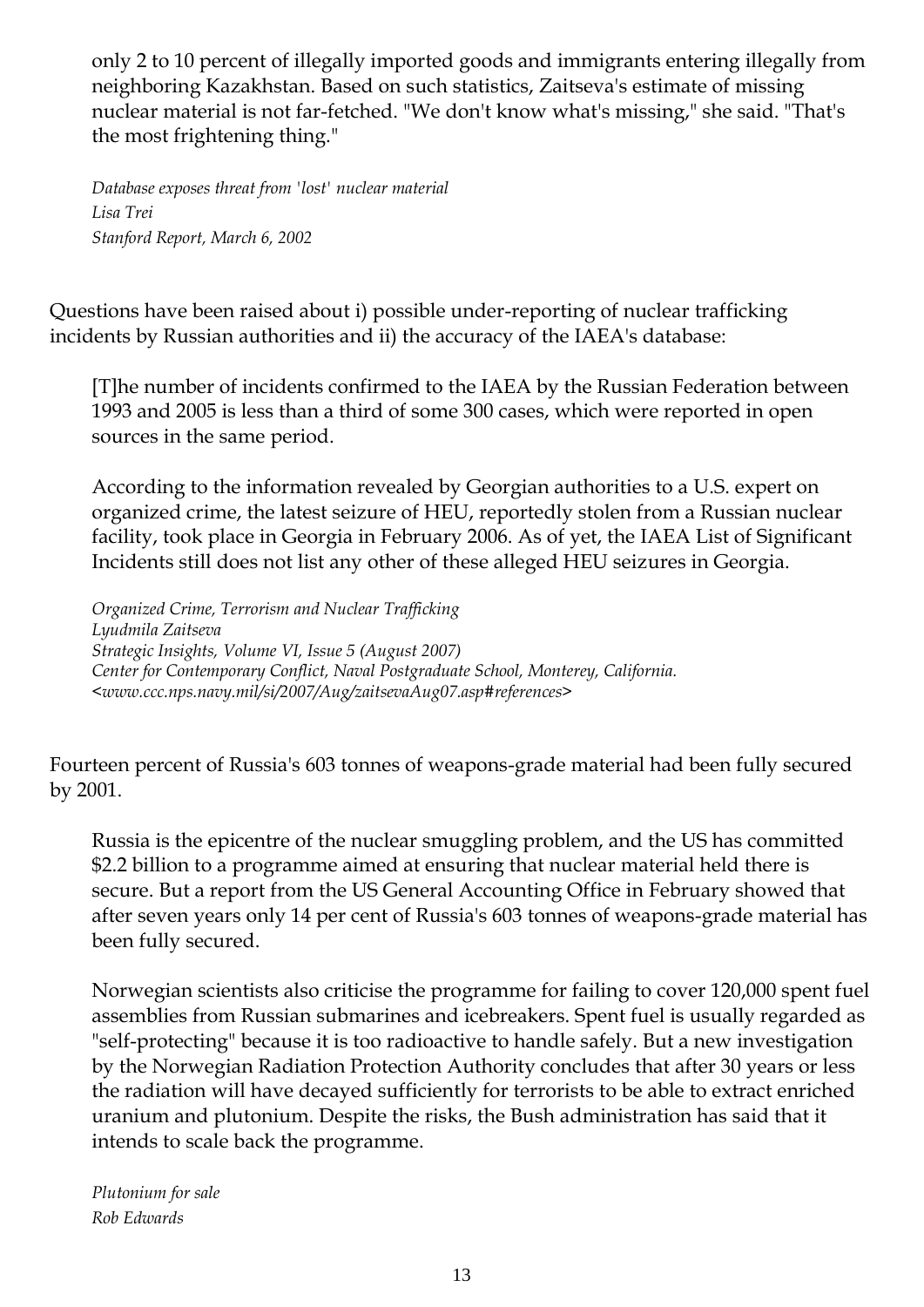only 2 to 10 percent of illegally imported goods and immigrants entering illegally from neighboring Kazakhstan. Based on such statistics, Zaitseva's estimate of missing nuclear material is not far-fetched. "We don't know what's missing," she said. "That's the most frightening thing."

> *Database exposes threat from 'lost' nuclear material*
> *Lisa Trei*
> *Stanford Report, March 6, 2002*

Questions have been raised about i) possible under-reporting of nuclear trafficking incidents by Russian authorities and ii) the accuracy of the IAEA's database:

> [T]he number of incidents confirmed to the IAEA by the Russian Federation between 1993 and 2005 is less than a third of some 300 cases, which were reported in open sources in the same period.
>
> According to the information revealed by Georgian authorities to a U.S. expert on organized crime, the latest seizure of HEU, reportedly stolen from a Russian nuclear facility, took place in Georgia in February 2006. As of yet, the IAEA List of Significant Incidents still does not list any other of these alleged HEU seizures in Georgia.
>
> *Organized Crime, Terrorism and Nuclear Trafficking*
> *Lyudmila Zaitseva*
> *Strategic Insights, Volume VI, Issue 5 (August 2007)*
> *Center for Contemporary Conflict, Naval Postgraduate School, Monterey, California.*
> *<www.ccc.nps.navy.mil/si/2007/Aug/zaitsevaAug07.asp#references>*

Fourteen percent of Russia's 603 tonnes of weapons-grade material had been fully secured by 2001.

> Russia is the epicentre of the nuclear smuggling problem, and the US has committed $2.2 billion to a programme aimed at ensuring that nuclear material held there is secure. But a report from the US General Accounting Office in February showed that after seven years only 14 per cent of Russia's 603 tonnes of weapons-grade material has been fully secured.
>
> Norwegian scientists also criticise the programme for failing to cover 120,000 spent fuel assemblies from Russian submarines and icebreakers. Spent fuel is usually regarded as "self-protecting" because it is too radioactive to handle safely. But a new investigation by the Norwegian Radiation Protection Authority concludes that after 30 years or less the radiation will have decayed sufficiently for terrorists to be able to extract enriched uranium and plutonium. Despite the risks, the Bush administration has said that it intends to scale back the programme.
>
> *Plutonium for sale*
> *Rob Edwards*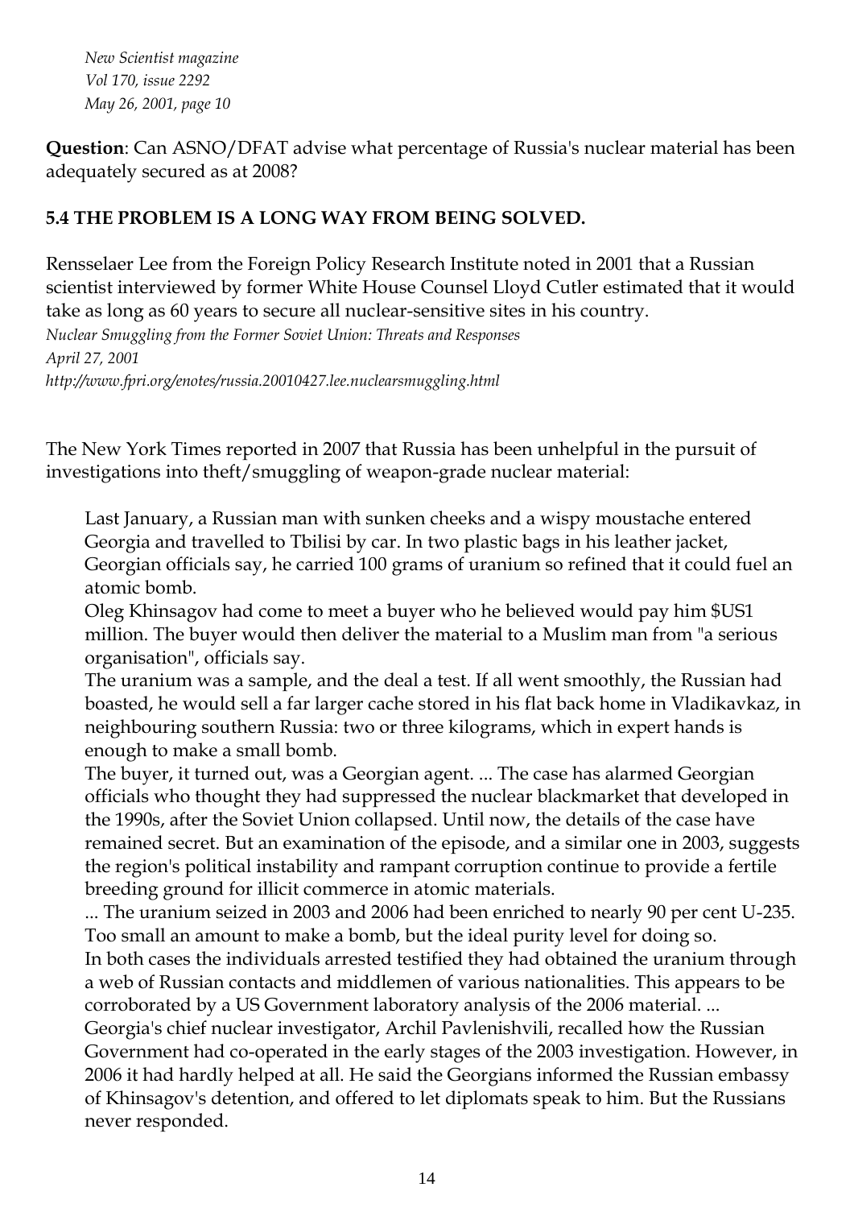*New Scientist magazine*
*Vol 170, issue 2292*
*May 26, 2001, page 10*

**Question**: Can ASNO/DFAT advise what percentage of Russia's nuclear material has been adequately secured as at 2008?

### 5.4 THE PROBLEM IS A LONG WAY FROM BEING SOLVED.

Rensselaer Lee from the Foreign Policy Research Institute noted in 2001 that a Russian scientist interviewed by former White House Counsel Lloyd Cutler estimated that it would take as long as 60 years to secure all nuclear-sensitive sites in his country.
*Nuclear Smuggling from the Former Soviet Union: Threats and Responses*
*April 27, 2001*
*http://www.fpri.org/enotes/russia.20010427.lee.nuclearsmuggling.html*

The New York Times reported in 2007 that Russia has been unhelpful in the pursuit of investigations into theft/smuggling of weapon-grade nuclear material:

> Last January, a Russian man with sunken cheeks and a wispy moustache entered Georgia and travelled to Tbilisi by car. In two plastic bags in his leather jacket, Georgian officials say, he carried 100 grams of uranium so refined that it could fuel an atomic bomb.
> Oleg Khinsagov had come to meet a buyer who he believed would pay him $US1 million. The buyer would then deliver the material to a Muslim man from "a serious organisation", officials say.
> The uranium was a sample, and the deal a test. If all went smoothly, the Russian had boasted, he would sell a far larger cache stored in his flat back home in Vladikavkaz, in neighbouring southern Russia: two or three kilograms, which in expert hands is enough to make a small bomb.
> The buyer, it turned out, was a Georgian agent. ... The case has alarmed Georgian officials who thought they had suppressed the nuclear blackmarket that developed in the 1990s, after the Soviet Union collapsed. Until now, the details of the case have remained secret. But an examination of the episode, and a similar one in 2003, suggests the region's political instability and rampant corruption continue to provide a fertile breeding ground for illicit commerce in atomic materials.
> ... The uranium seized in 2003 and 2006 had been enriched to nearly 90 per cent U-235. Too small an amount to make a bomb, but the ideal purity level for doing so.
> In both cases the individuals arrested testified they had obtained the uranium through a web of Russian contacts and middlemen of various nationalities. This appears to be corroborated by a US Government laboratory analysis of the 2006 material. ...
> Georgia's chief nuclear investigator, Archil Pavlenishvili, recalled how the Russian Government had co-operated in the early stages of the 2003 investigation. However, in 2006 it had hardly helped at all. He said the Georgians informed the Russian embassy of Khinsagov's detention, and offered to let diplomats speak to him. But the Russians never responded.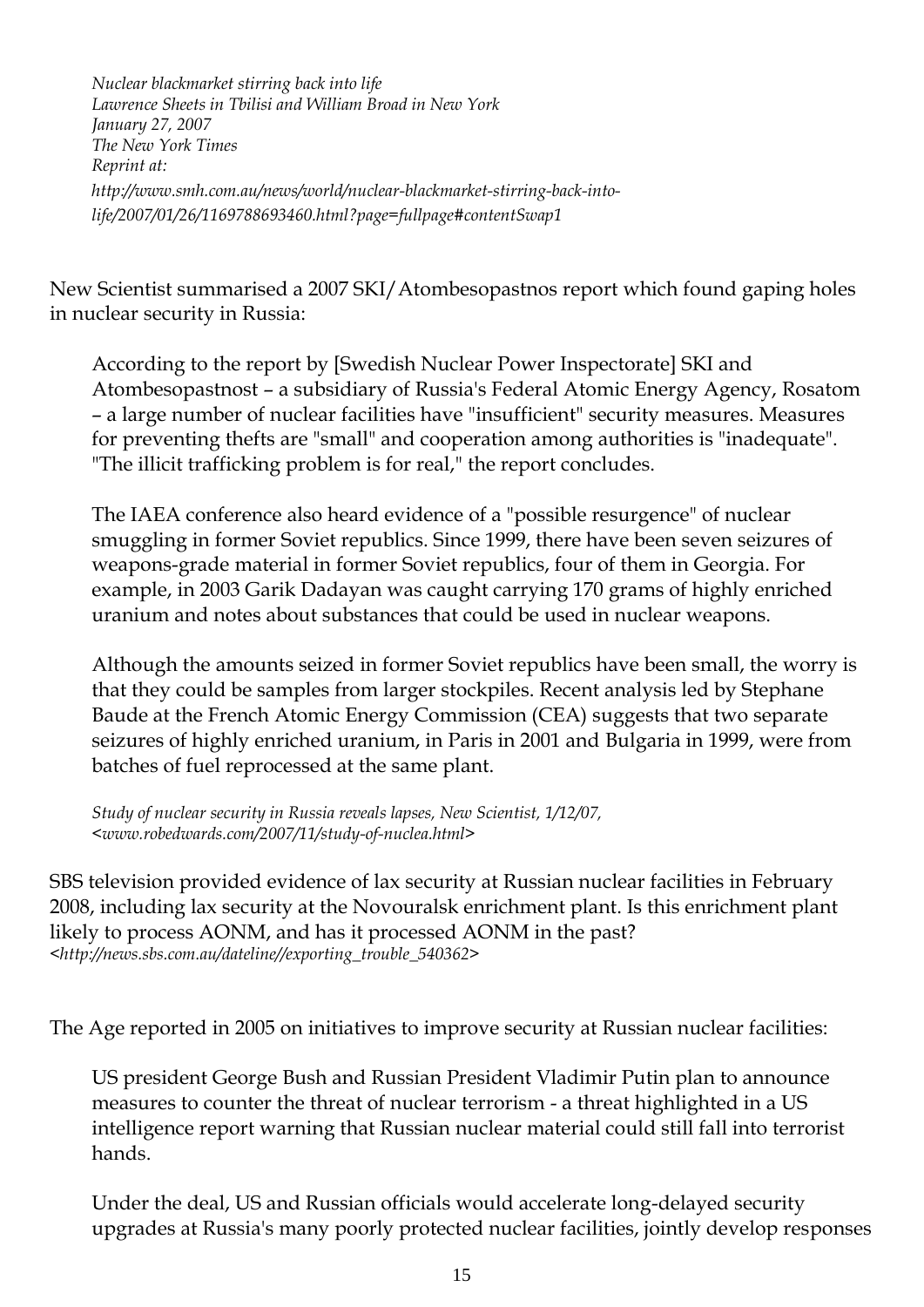*Nuclear blackmarket stirring back into life*
*Lawrence Sheets in Tbilisi and William Broad in New York*
*January 27, 2007*
*The New York Times*
*Reprint at:*
*http://www.smh.com.au/news/world/nuclear-blackmarket-stirring-back-into-life/2007/01/26/1169788693460.html?page=fullpage#contentSwap1*

New Scientist summarised a 2007 SKI/Atombesopastnos report which found gaping holes in nuclear security in Russia:

> According to the report by [Swedish Nuclear Power Inspectorate] SKI and Atombesopastnost – a subsidiary of Russia's Federal Atomic Energy Agency, Rosatom – a large number of nuclear facilities have "insufficient" security measures. Measures for preventing thefts are "small" and cooperation among authorities is "inadequate". "The illicit trafficking problem is for real," the report concludes.
>
> The IAEA conference also heard evidence of a "possible resurgence" of nuclear smuggling in former Soviet republics. Since 1999, there have been seven seizures of weapons-grade material in former Soviet republics, four of them in Georgia. For example, in 2003 Garik Dadayan was caught carrying 170 grams of highly enriched uranium and notes about substances that could be used in nuclear weapons.
>
> Although the amounts seized in former Soviet republics have been small, the worry is that they could be samples from larger stockpiles. Recent analysis led by Stephane Baude at the French Atomic Energy Commission (CEA) suggests that two separate seizures of highly enriched uranium, in Paris in 2001 and Bulgaria in 1999, were from batches of fuel reprocessed at the same plant.
>
> *Study of nuclear security in Russia reveals lapses, New Scientist, 1/12/07, <www.robedwards.com/2007/11/study-of-nuclea.html>*

SBS television provided evidence of lax security at Russian nuclear facilities in February 2008, including lax security at the Novouralsk enrichment plant. Is this enrichment plant likely to process AONM, and has it processed AONM in the past? *<http://news.sbs.com.au/dateline//exporting_trouble_540362>*

The Age reported in 2005 on initiatives to improve security at Russian nuclear facilities:

> US president George Bush and Russian President Vladimir Putin plan to announce measures to counter the threat of nuclear terrorism - a threat highlighted in a US intelligence report warning that Russian nuclear material could still fall into terrorist hands.
>
> Under the deal, US and Russian officials would accelerate long-delayed security upgrades at Russia's many poorly protected nuclear facilities, jointly develop responses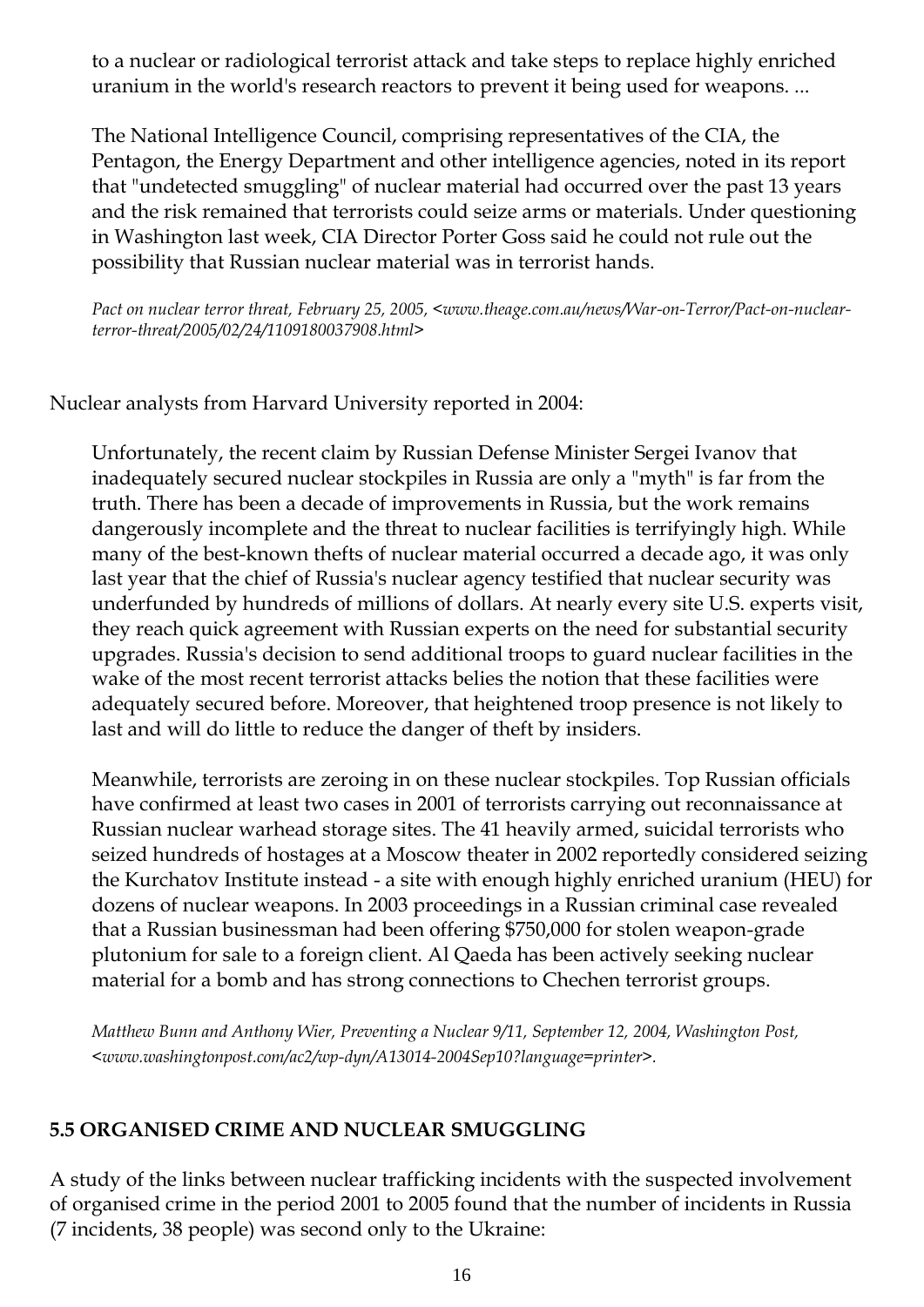to a nuclear or radiological terrorist attack and take steps to replace highly enriched uranium in the world's research reactors to prevent it being used for weapons. ...

The National Intelligence Council, comprising representatives of the CIA, the Pentagon, the Energy Department and other intelligence agencies, noted in its report that "undetected smuggling" of nuclear material had occurred over the past 13 years and the risk remained that terrorists could seize arms or materials. Under questioning in Washington last week, CIA Director Porter Goss said he could not rule out the possibility that Russian nuclear material was in terrorist hands.

*Pact on nuclear terror threat, February 25, 2005, <www.theage.com.au/news/War-on-Terror/Pact-on-nuclear-terror-threat/2005/02/24/1109180037908.html>*

Nuclear analysts from Harvard University reported in 2004:

Unfortunately, the recent claim by Russian Defense Minister Sergei Ivanov that inadequately secured nuclear stockpiles in Russia are only a "myth" is far from the truth. There has been a decade of improvements in Russia, but the work remains dangerously incomplete and the threat to nuclear facilities is terrifyingly high. While many of the best-known thefts of nuclear material occurred a decade ago, it was only last year that the chief of Russia's nuclear agency testified that nuclear security was underfunded by hundreds of millions of dollars. At nearly every site U.S. experts visit, they reach quick agreement with Russian experts on the need for substantial security upgrades. Russia's decision to send additional troops to guard nuclear facilities in the wake of the most recent terrorist attacks belies the notion that these facilities were adequately secured before. Moreover, that heightened troop presence is not likely to last and will do little to reduce the danger of theft by insiders.

Meanwhile, terrorists are zeroing in on these nuclear stockpiles. Top Russian officials have confirmed at least two cases in 2001 of terrorists carrying out reconnaissance at Russian nuclear warhead storage sites. The 41 heavily armed, suicidal terrorists who seized hundreds of hostages at a Moscow theater in 2002 reportedly considered seizing the Kurchatov Institute instead - a site with enough highly enriched uranium (HEU) for dozens of nuclear weapons. In 2003 proceedings in a Russian criminal case revealed that a Russian businessman had been offering $750,000 for stolen weapon-grade plutonium for sale to a foreign client. Al Qaeda has been actively seeking nuclear material for a bomb and has strong connections to Chechen terrorist groups.

*Matthew Bunn and Anthony Wier, Preventing a Nuclear 9/11, September 12, 2004, Washington Post, <www.washingtonpost.com/ac2/wp-dyn/A13014-2004Sep10?language=printer>.*

## 5.5 ORGANISED CRIME AND NUCLEAR SMUGGLING

A study of the links between nuclear trafficking incidents with the suspected involvement of organised crime in the period 2001 to 2005 found that the number of incidents in Russia (7 incidents, 38 people) was second only to the Ukraine: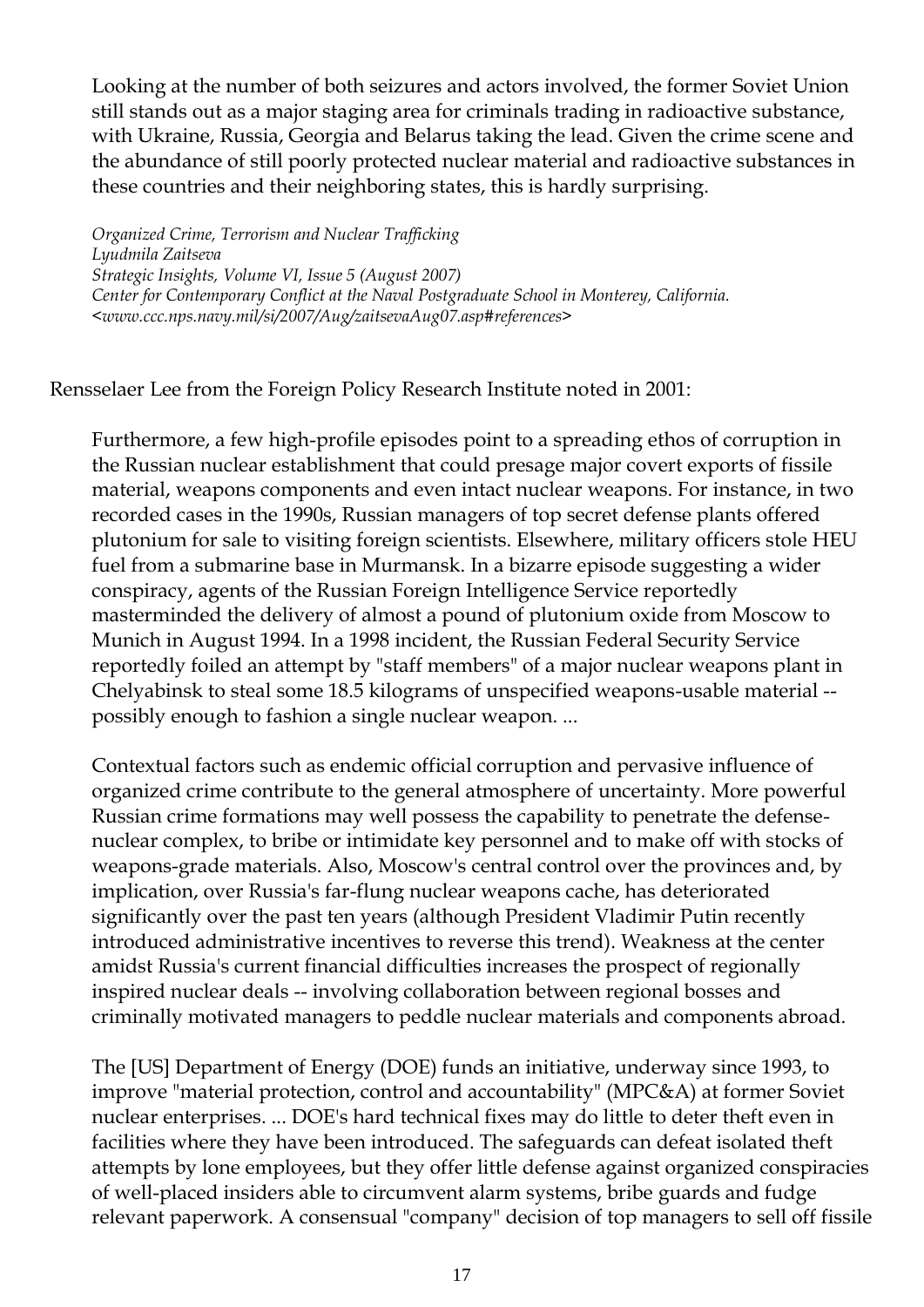> Looking at the number of both seizures and actors involved, the former Soviet Union still stands out as a major staging area for criminals trading in radioactive substance, with Ukraine, Russia, Georgia and Belarus taking the lead. Given the crime scene and the abundance of still poorly protected nuclear material and radioactive substances in these countries and their neighboring states, this is hardly surprising.
>
> *Organized Crime, Terrorism and Nuclear Trafficking*
> *Lyudmila Zaitseva*
> *Strategic Insights, Volume VI, Issue 5 (August 2007)*
> *Center for Contemporary Conflict at the Naval Postgraduate School in Monterey, California.*
> *<www.ccc.nps.navy.mil/si/2007/Aug/zaitsevaAug07.asp#references>*

Rensselaer Lee from the Foreign Policy Research Institute noted in 2001:

> Furthermore, a few high-profile episodes point to a spreading ethos of corruption in the Russian nuclear establishment that could presage major covert exports of fissile material, weapons components and even intact nuclear weapons. For instance, in two recorded cases in the 1990s, Russian managers of top secret defense plants offered plutonium for sale to visiting foreign scientists. Elsewhere, military officers stole HEU fuel from a submarine base in Murmansk. In a bizarre episode suggesting a wider conspiracy, agents of the Russian Foreign Intelligence Service reportedly masterminded the delivery of almost a pound of plutonium oxide from Moscow to Munich in August 1994. In a 1998 incident, the Russian Federal Security Service reportedly foiled an attempt by "staff members" of a major nuclear weapons plant in Chelyabinsk to steal some 18.5 kilograms of unspecified weapons-usable material -- possibly enough to fashion a single nuclear weapon. ...
>
> Contextual factors such as endemic official corruption and pervasive influence of organized crime contribute to the general atmosphere of uncertainty. More powerful Russian crime formations may well possess the capability to penetrate the defense-nuclear complex, to bribe or intimidate key personnel and to make off with stocks of weapons-grade materials. Also, Moscow's central control over the provinces and, by implication, over Russia's far-flung nuclear weapons cache, has deteriorated significantly over the past ten years (although President Vladimir Putin recently introduced administrative incentives to reverse this trend). Weakness at the center amidst Russia's current financial difficulties increases the prospect of regionally inspired nuclear deals -- involving collaboration between regional bosses and criminally motivated managers to peddle nuclear materials and components abroad.
>
> The [US] Department of Energy (DOE) funds an initiative, underway since 1993, to improve "material protection, control and accountability" (MPC&A) at former Soviet nuclear enterprises. ... DOE's hard technical fixes may do little to deter theft even in facilities where they have been introduced. The safeguards can defeat isolated theft attempts by lone employees, but they offer little defense against organized conspiracies of well-placed insiders able to circumvent alarm systems, bribe guards and fudge relevant paperwork. A consensual "company" decision of top managers to sell off fissile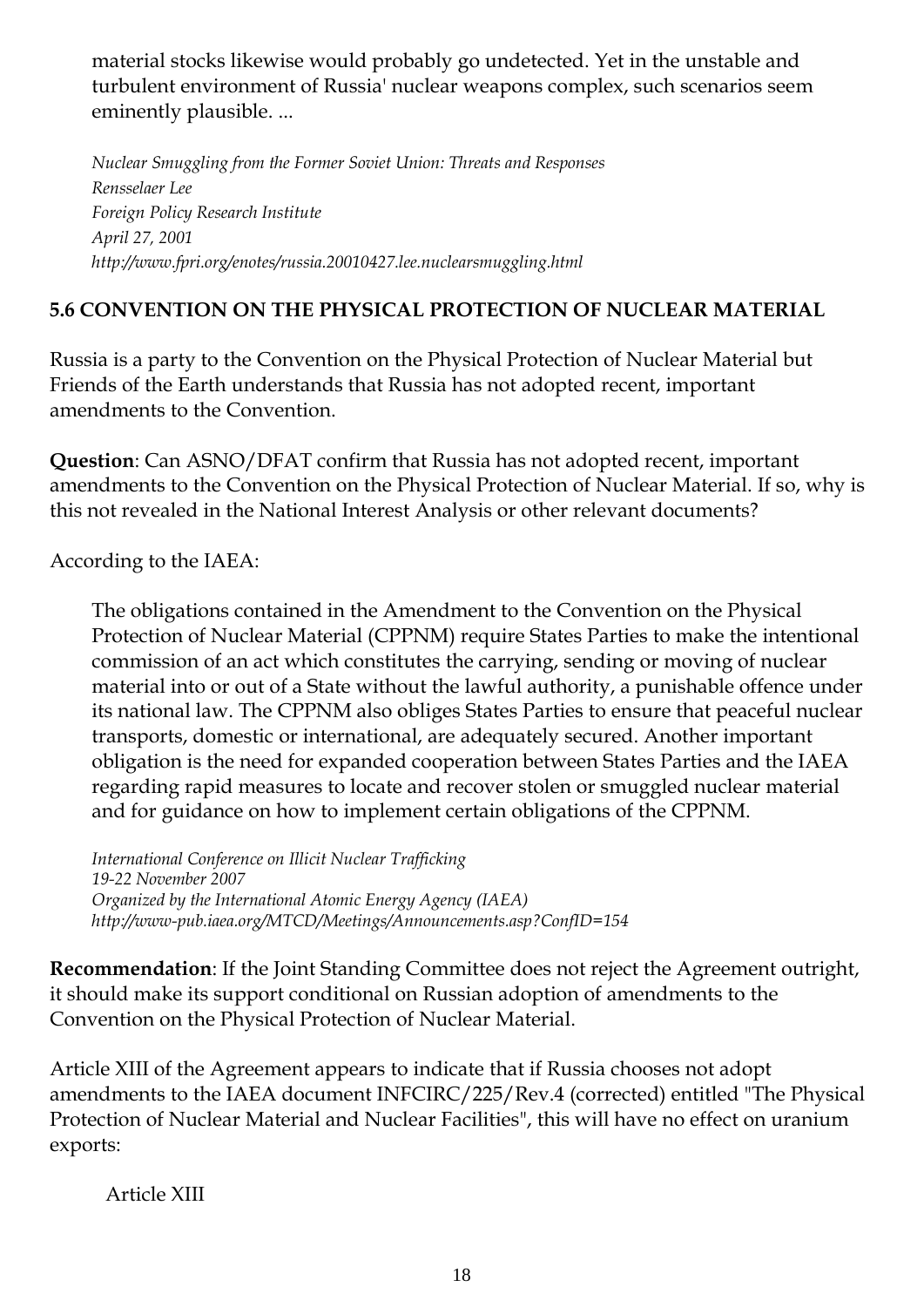> material stocks likewise would probably go undetected. Yet in the unstable and turbulent environment of Russia' nuclear weapons complex, such scenarios seem eminently plausible. ...
>
> *Nuclear Smuggling from the Former Soviet Union: Threats and Responses*
> *Rensselaer Lee*
> *Foreign Policy Research Institute*
> *April 27, 2001*
> *http://www.fpri.org/enotes/russia.20010427.lee.nuclearsmuggling.html*

**5.6 CONVENTION ON THE PHYSICAL PROTECTION OF NUCLEAR MATERIAL**

Russia is a party to the Convention on the Physical Protection of Nuclear Material but Friends of the Earth understands that Russia has not adopted recent, important amendments to the Convention.

**Question**: Can ASNO/DFAT confirm that Russia has not adopted recent, important amendments to the Convention on the Physical Protection of Nuclear Material. If so, why is this not revealed in the National Interest Analysis or other relevant documents?

According to the IAEA:

> The obligations contained in the Amendment to the Convention on the Physical Protection of Nuclear Material (CPPNM) require States Parties to make the intentional commission of an act which constitutes the carrying, sending or moving of nuclear material into or out of a State without the lawful authority, a punishable offence under its national law. The CPPNM also obliges States Parties to ensure that peaceful nuclear transports, domestic or international, are adequately secured. Another important obligation is the need for expanded cooperation between States Parties and the IAEA regarding rapid measures to locate and recover stolen or smuggled nuclear material and for guidance on how to implement certain obligations of the CPPNM.
>
> *International Conference on Illicit Nuclear Trafficking*
> *19-22 November 2007*
> *Organized by the International Atomic Energy Agency (IAEA)*
> *http://www-pub.iaea.org/MTCD/Meetings/Announcements.asp?ConfID=154*

**Recommendation**: If the Joint Standing Committee does not reject the Agreement outright, it should make its support conditional on Russian adoption of amendments to the Convention on the Physical Protection of Nuclear Material.

Article XIII of the Agreement appears to indicate that if Russia chooses not adopt amendments to the IAEA document INFCIRC/225/Rev.4 (corrected) entitled "The Physical Protection of Nuclear Material and Nuclear Facilities", this will have no effect on uranium exports:

> Article XIII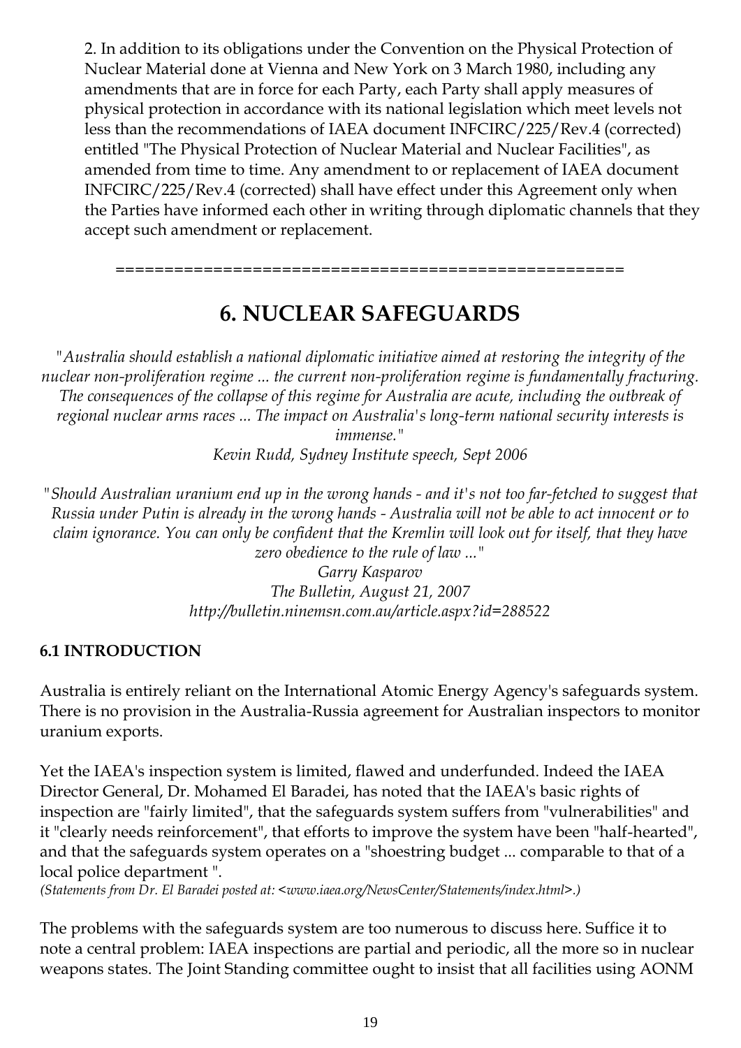2. In addition to its obligations under the Convention on the Physical Protection of Nuclear Material done at Vienna and New York on 3 March 1980, including any amendments that are in force for each Party, each Party shall apply measures of physical protection in accordance with its national legislation which meet levels not less than the recommendations of IAEA document INFCIRC/225/Rev.4 (corrected) entitled "The Physical Protection of Nuclear Material and Nuclear Facilities", as amended from time to time. Any amendment to or replacement of IAEA document INFCIRC/225/Rev.4 (corrected) shall have effect under this Agreement only when the Parties have informed each other in writing through diplomatic channels that they accept such amendment or replacement.

=======================================================

# 6. NUCLEAR SAFEGUARDS

*"Australia should establish a national diplomatic initiative aimed at restoring the integrity of the nuclear non-proliferation regime ... the current non-proliferation regime is fundamentally fracturing. The consequences of the collapse of this regime for Australia are acute, including the outbreak of regional nuclear arms races ... The impact on Australia's long-term national security interests is immense."*
*Kevin Rudd, Sydney Institute speech, Sept 2006*

*"Should Australian uranium end up in the wrong hands - and it's not too far-fetched to suggest that Russia under Putin is already in the wrong hands - Australia will not be able to act innocent or to claim ignorance. You can only be confident that the Kremlin will look out for itself, that they have zero obedience to the rule of law ..."*
*Garry Kasparov*
*The Bulletin, August 21, 2007*
*http://bulletin.ninemsn.com.au/article.aspx?id=288522*

### 6.1 INTRODUCTION

Australia is entirely reliant on the International Atomic Energy Agency's safeguards system. There is no provision in the Australia-Russia agreement for Australian inspectors to monitor uranium exports.

Yet the IAEA's inspection system is limited, flawed and underfunded. Indeed the IAEA Director General, Dr. Mohamed El Baradei, has noted that the IAEA's basic rights of inspection are "fairly limited", that the safeguards system suffers from "vulnerabilities" and it "clearly needs reinforcement", that efforts to improve the system have been "half-hearted", and that the safeguards system operates on a "shoestring budget ... comparable to that of a local police department ".
*(Statements from Dr. El Baradei posted at: <www.iaea.org/NewsCenter/Statements/index.html>.)*

The problems with the safeguards system are too numerous to discuss here. Suffice it to note a central problem: IAEA inspections are partial and periodic, all the more so in nuclear weapons states. The Joint Standing committee ought to insist that all facilities using AONM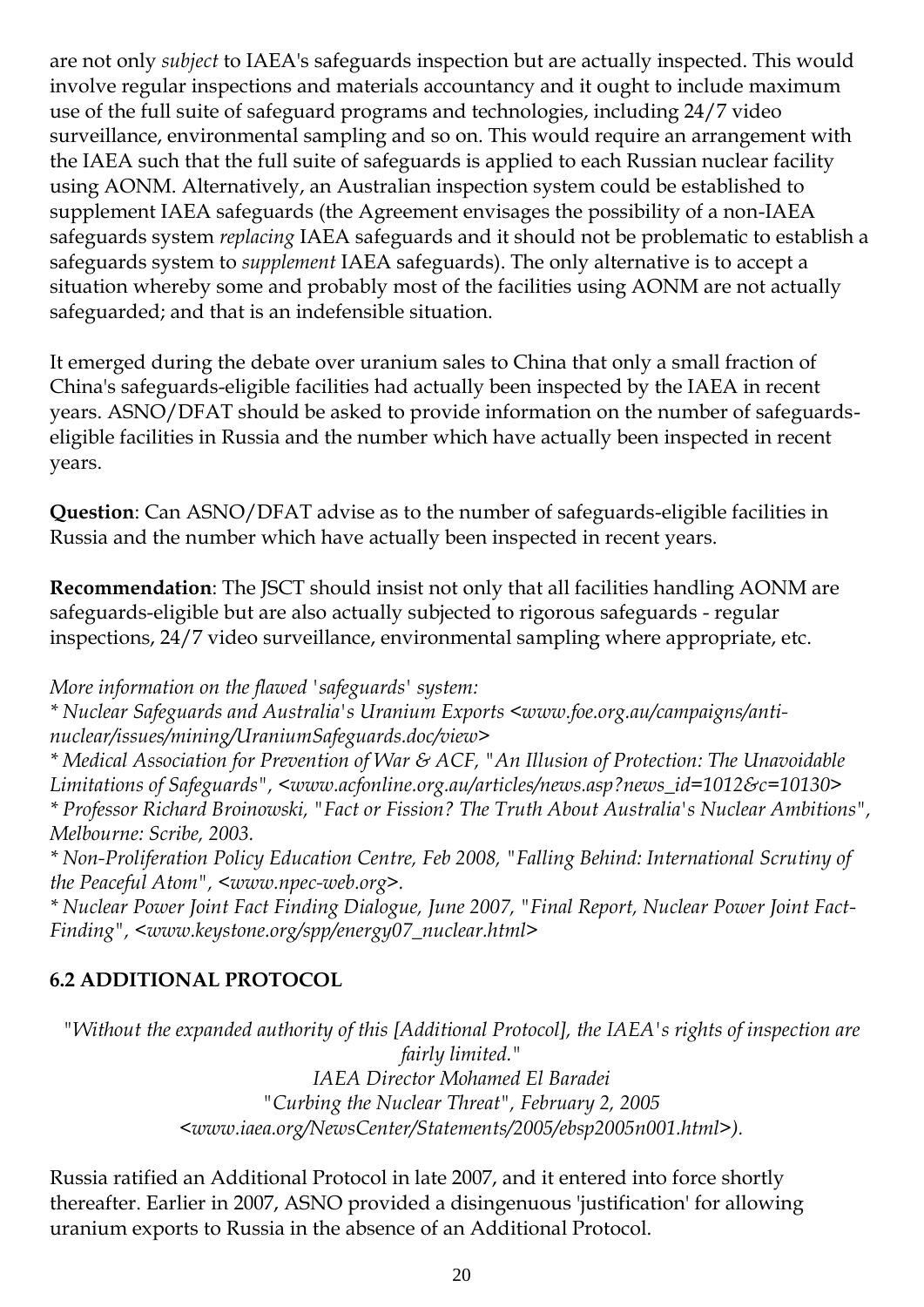are not only *subject* to IAEA's safeguards inspection but are actually inspected. This would involve regular inspections and materials accountancy and it ought to include maximum use of the full suite of safeguard programs and technologies, including 24/7 video surveillance, environmental sampling and so on. This would require an arrangement with the IAEA such that the full suite of safeguards is applied to each Russian nuclear facility using AONM. Alternatively, an Australian inspection system could be established to supplement IAEA safeguards (the Agreement envisages the possibility of a non-IAEA safeguards system *replacing* IAEA safeguards and it should not be problematic to establish a safeguards system to *supplement* IAEA safeguards). The only alternative is to accept a situation whereby some and probably most of the facilities using AONM are not actually safeguarded; and that is an indefensible situation.

It emerged during the debate over uranium sales to China that only a small fraction of China's safeguards-eligible facilities had actually been inspected by the IAEA in recent years. ASNO/DFAT should be asked to provide information on the number of safeguards-eligible facilities in Russia and the number which have actually been inspected in recent years.

**Question**: Can ASNO/DFAT advise as to the number of safeguards-eligible facilities in Russia and the number which have actually been inspected in recent years.

**Recommendation**: The JSCT should insist not only that all facilities handling AONM are safeguards-eligible but are also actually subjected to rigorous safeguards - regular inspections, 24/7 video surveillance, environmental sampling where appropriate, etc.

*More information on the flawed 'safeguards' system:*
*\* Nuclear Safeguards and Australia's Uranium Exports <www.foe.org.au/campaigns/anti-nuclear/issues/mining/UraniumSafeguards.doc/view>*
*\* Medical Association for Prevention of War & ACF, "An Illusion of Protection: The Unavoidable Limitations of Safeguards", <www.acfonline.org.au/articles/news.asp?news_id=1012&c=10130>*
*\* Professor Richard Broinowski, "Fact or Fission? The Truth About Australia's Nuclear Ambitions", Melbourne: Scribe, 2003.*
*\* Non-Proliferation Policy Education Centre, Feb 2008, "Falling Behind: International Scrutiny of the Peaceful Atom", <www.npec-web.org>.*
*\* Nuclear Power Joint Fact Finding Dialogue, June 2007, "Final Report, Nuclear Power Joint Fact-Finding", <www.keystone.org/spp/energy07_nuclear.html>*

## 6.2 ADDITIONAL PROTOCOL

*"Without the expanded authority of this [Additional Protocol], the IAEA's rights of inspection are fairly limited."*
*IAEA Director Mohamed El Baradei*
*"Curbing the Nuclear Threat", February 2, 2005*
*<www.iaea.org/NewsCenter/Statements/2005/ebsp2005n001.html>).*

Russia ratified an Additional Protocol in late 2007, and it entered into force shortly thereafter. Earlier in 2007, ASNO provided a disingenuous 'justification' for allowing uranium exports to Russia in the absence of an Additional Protocol.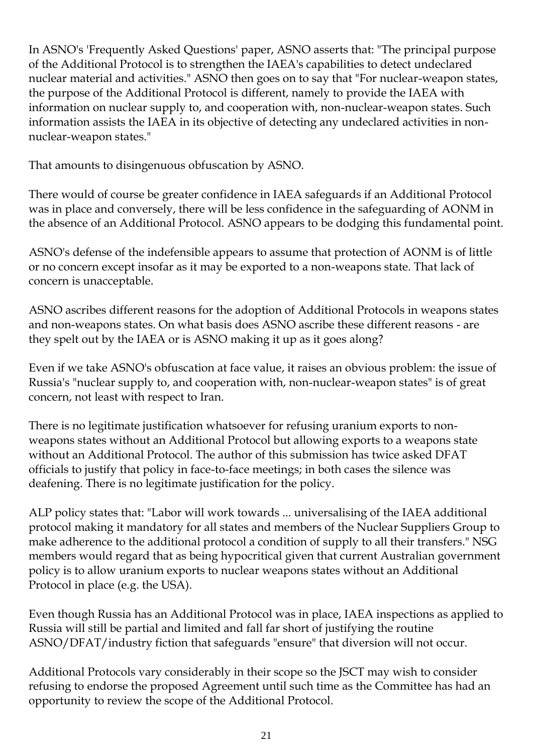In ASNO's 'Frequently Asked Questions' paper, ASNO asserts that: "The principal purpose of the Additional Protocol is to strengthen the IAEA's capabilities to detect undeclared nuclear material and activities." ASNO then goes on to say that "For nuclear-weapon states, the purpose of the Additional Protocol is different, namely to provide the IAEA with information on nuclear supply to, and cooperation with, non-nuclear-weapon states. Such information assists the IAEA in its objective of detecting any undeclared activities in non-nuclear-weapon states."

That amounts to disingenuous obfuscation by ASNO.

There would of course be greater confidence in IAEA safeguards if an Additional Protocol was in place and conversely, there will be less confidence in the safeguarding of AONM in the absence of an Additional Protocol. ASNO appears to be dodging this fundamental point.

ASNO's defense of the indefensible appears to assume that protection of AONM is of little or no concern except insofar as it may be exported to a non-weapons state. That lack of concern is unacceptable.

ASNO ascribes different reasons for the adoption of Additional Protocols in weapons states and non-weapons states. On what basis does ASNO ascribe these different reasons - are they spelt out by the IAEA or is ASNO making it up as it goes along?

Even if we take ASNO's obfuscation at face value, it raises an obvious problem: the issue of Russia's "nuclear supply to, and cooperation with, non-nuclear-weapon states" is of great concern, not least with respect to Iran.

There is no legitimate justification whatsoever for refusing uranium exports to non-weapons states without an Additional Protocol but allowing exports to a weapons state without an Additional Protocol. The author of this submission has twice asked DFAT officials to justify that policy in face-to-face meetings; in both cases the silence was deafening. There is no legitimate justification for the policy.

ALP policy states that: "Labor will work towards ... universalising of the IAEA additional protocol making it mandatory for all states and members of the Nuclear Suppliers Group to make adherence to the additional protocol a condition of supply to all their transfers." NSG members would regard that as being hypocritical given that current Australian government policy is to allow uranium exports to nuclear weapons states without an Additional Protocol in place (e.g. the USA).

Even though Russia has an Additional Protocol was in place, IAEA inspections as applied to Russia will still be partial and limited and fall far short of justifying the routine ASNO/DFAT/industry fiction that safeguards "ensure" that diversion will not occur.

Additional Protocols vary considerably in their scope so the JSCT may wish to consider refusing to endorse the proposed Agreement until such time as the Committee has had an opportunity to review the scope of the Additional Protocol.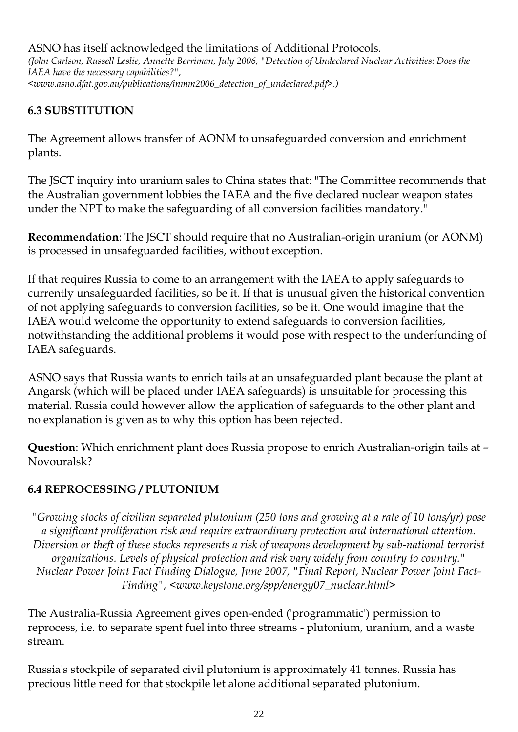ASNO has itself acknowledged the limitations of Additional Protocols.
*(John Carlson, Russell Leslie, Annette Berriman, July 2006, "Detection of Undeclared Nuclear Activities: Does the IAEA have the necessary capabilities?", <www.asno.dfat.gov.au/publications/inmm2006_detection_of_undeclared.pdf>.)*

### 6.3 SUBSTITUTION

The Agreement allows transfer of AONM to unsafeguarded conversion and enrichment plants.

The JSCT inquiry into uranium sales to China states that: "The Committee recommends that the Australian government lobbies the IAEA and the five declared nuclear weapon states under the NPT to make the safeguarding of all conversion facilities mandatory."

**Recommendation**: The JSCT should require that no Australian-origin uranium (or AONM) is processed in unsafeguarded facilities, without exception.

If that requires Russia to come to an arrangement with the IAEA to apply safeguards to currently unsafeguarded facilities, so be it. If that is unusual given the historical convention of not applying safeguards to conversion facilities, so be it. One would imagine that the IAEA would welcome the opportunity to extend safeguards to conversion facilities, notwithstanding the additional problems it would pose with respect to the underfunding of IAEA safeguards.

ASNO says that Russia wants to enrich tails at an unsafeguarded plant because the plant at Angarsk (which will be placed under IAEA safeguards) is unsuitable for processing this material. Russia could however allow the application of safeguards to the other plant and no explanation is given as to why this option has been rejected.

**Question**: Which enrichment plant does Russia propose to enrich Australian-origin tails at – Novouralsk?

### 6.4 REPROCESSING / PLUTONIUM

*"Growing stocks of civilian separated plutonium (250 tons and growing at a rate of 10 tons/yr) pose a significant proliferation risk and require extraordinary protection and international attention. Diversion or theft of these stocks represents a risk of weapons development by sub-national terrorist organizations. Levels of physical protection and risk vary widely from country to country." Nuclear Power Joint Fact Finding Dialogue, June 2007, "Final Report, Nuclear Power Joint Fact-Finding", <www.keystone.org/spp/energy07_nuclear.html>*

The Australia-Russia Agreement gives open-ended ('programmatic') permission to reprocess, i.e. to separate spent fuel into three streams - plutonium, uranium, and a waste stream.

Russia's stockpile of separated civil plutonium is approximately 41 tonnes. Russia has precious little need for that stockpile let alone additional separated plutonium.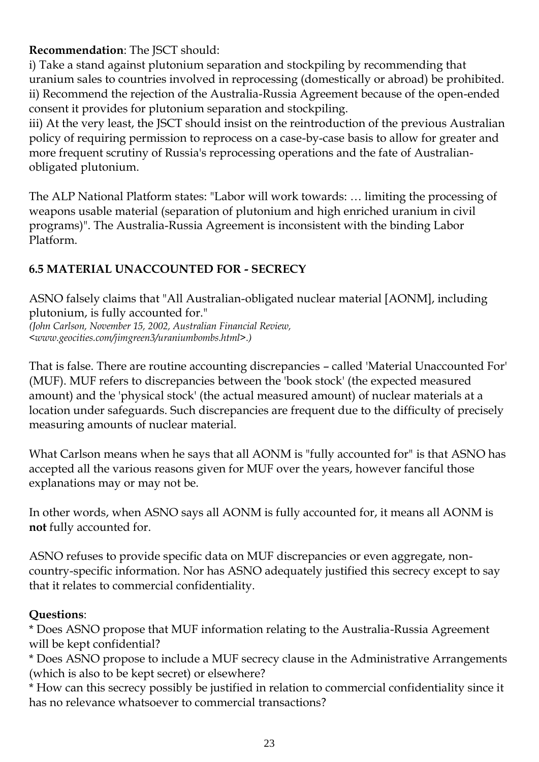**Recommendation**: The JSCT should:

i) Take a stand against plutonium separation and stockpiling by recommending that uranium sales to countries involved in reprocessing (domestically or abroad) be prohibited.
ii) Recommend the rejection of the Australia-Russia Agreement because of the open-ended consent it provides for plutonium separation and stockpiling.
iii) At the very least, the JSCT should insist on the reintroduction of the previous Australian policy of requiring permission to reprocess on a case-by-case basis to allow for greater and more frequent scrutiny of Russia's reprocessing operations and the fate of Australian-obligated plutonium.

The ALP National Platform states: "Labor will work towards: … limiting the processing of weapons usable material (separation of plutonium and high enriched uranium in civil programs)". The Australia-Russia Agreement is inconsistent with the binding Labor Platform.

### 6.5 MATERIAL UNACCOUNTED FOR - SECRECY

ASNO falsely claims that "All Australian-obligated nuclear material [AONM], including plutonium, is fully accounted for."
*(John Carlson, November 15, 2002, Australian Financial Review, <www.geocities.com/jimgreen3/uraniumbombs.html>.)*

That is false. There are routine accounting discrepancies – called 'Material Unaccounted For' (MUF). MUF refers to discrepancies between the 'book stock' (the expected measured amount) and the 'physical stock' (the actual measured amount) of nuclear materials at a location under safeguards. Such discrepancies are frequent due to the difficulty of precisely measuring amounts of nuclear material.

What Carlson means when he says that all AONM is "fully accounted for" is that ASNO has accepted all the various reasons given for MUF over the years, however fanciful those explanations may or may not be.

In other words, when ASNO says all AONM is fully accounted for, it means all AONM is **not** fully accounted for.

ASNO refuses to provide specific data on MUF discrepancies or even aggregate, non-country-specific information. Nor has ASNO adequately justified this secrecy except to say that it relates to commercial confidentiality.

**Questions**:

* Does ASNO propose that MUF information relating to the Australia-Russia Agreement will be kept confidential?
* Does ASNO propose to include a MUF secrecy clause in the Administrative Arrangements (which is also to be kept secret) or elsewhere?
* How can this secrecy possibly be justified in relation to commercial confidentiality since it has no relevance whatsoever to commercial transactions?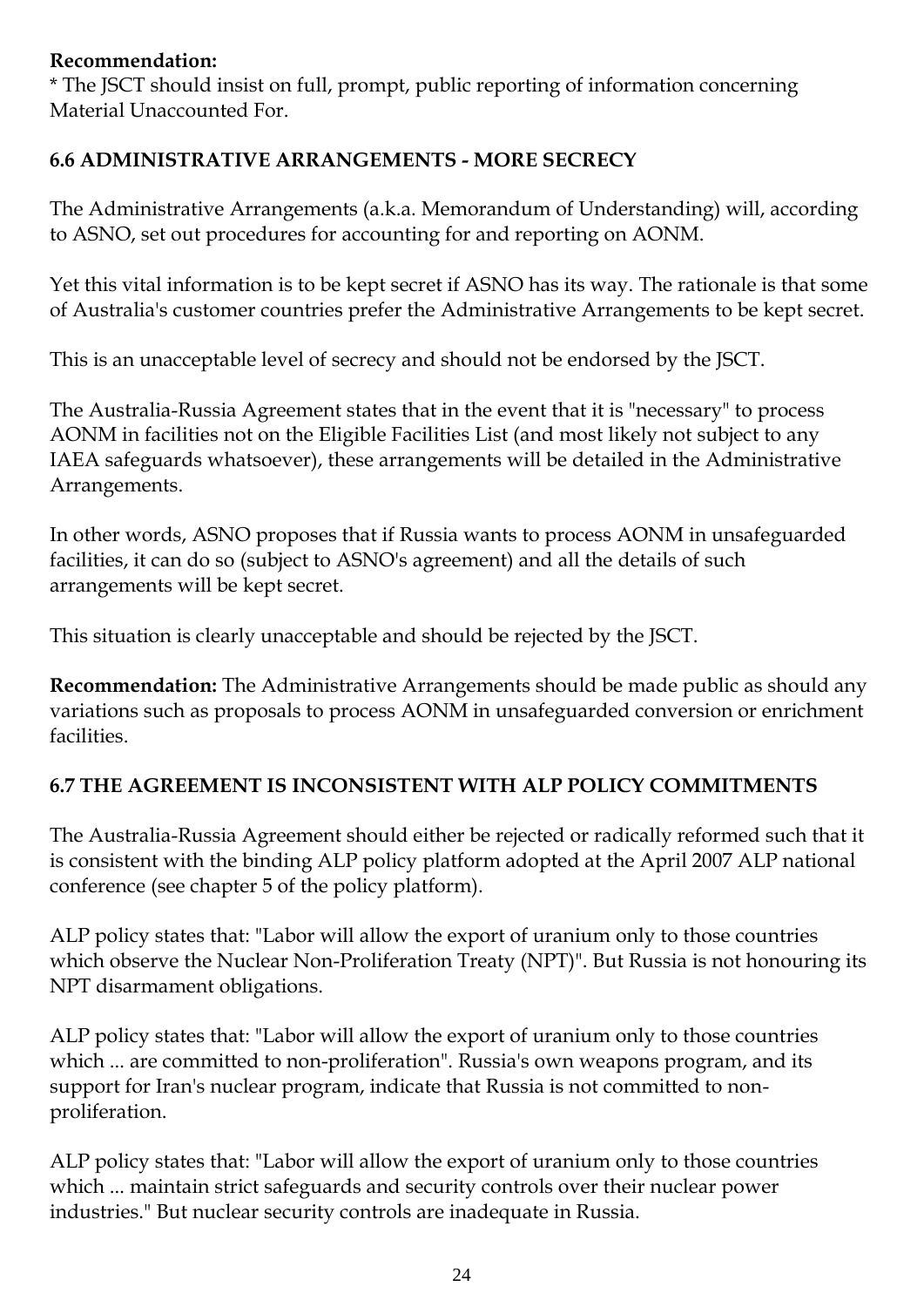**Recommendation:**
* The JSCT should insist on full, prompt, public reporting of information concerning Material Unaccounted For.

### 6.6 ADMINISTRATIVE ARRANGEMENTS - MORE SECRECY

The Administrative Arrangements (a.k.a. Memorandum of Understanding) will, according to ASNO, set out procedures for accounting for and reporting on AONM.

Yet this vital information is to be kept secret if ASNO has its way. The rationale is that some of Australia's customer countries prefer the Administrative Arrangements to be kept secret.

This is an unacceptable level of secrecy and should not be endorsed by the JSCT.

The Australia-Russia Agreement states that in the event that it is "necessary" to process AONM in facilities not on the Eligible Facilities List (and most likely not subject to any IAEA safeguards whatsoever), these arrangements will be detailed in the Administrative Arrangements.

In other words, ASNO proposes that if Russia wants to process AONM in unsafeguarded facilities, it can do so (subject to ASNO's agreement) and all the details of such arrangements will be kept secret.

This situation is clearly unacceptable and should be rejected by the JSCT.

**Recommendation:** The Administrative Arrangements should be made public as should any variations such as proposals to process AONM in unsafeguarded conversion or enrichment facilities.

### 6.7 THE AGREEMENT IS INCONSISTENT WITH ALP POLICY COMMITMENTS

The Australia-Russia Agreement should either be rejected or radically reformed such that it is consistent with the binding ALP policy platform adopted at the April 2007 ALP national conference (see chapter 5 of the policy platform).

ALP policy states that: "Labor will allow the export of uranium only to those countries which observe the Nuclear Non-Proliferation Treaty (NPT)". But Russia is not honouring its NPT disarmament obligations.

ALP policy states that: "Labor will allow the export of uranium only to those countries which ... are committed to non-proliferation". Russia's own weapons program, and its support for Iran's nuclear program, indicate that Russia is not committed to non-proliferation.

ALP policy states that: "Labor will allow the export of uranium only to those countries which ... maintain strict safeguards and security controls over their nuclear power industries." But nuclear security controls are inadequate in Russia.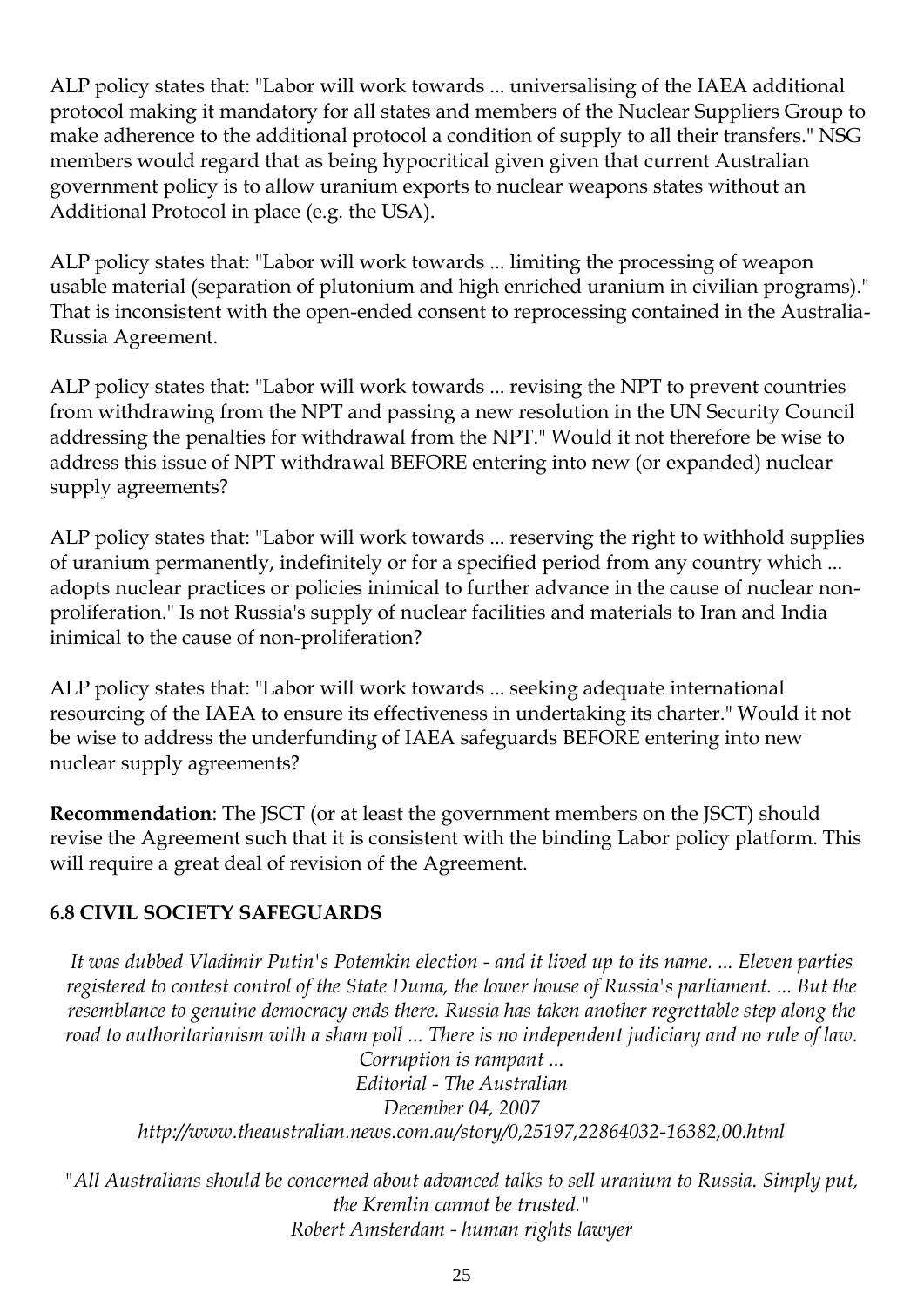ALP policy states that: "Labor will work towards ... universalising of the IAEA additional protocol making it mandatory for all states and members of the Nuclear Suppliers Group to make adherence to the additional protocol a condition of supply to all their transfers." NSG members would regard that as being hypocritical given given that current Australian government policy is to allow uranium exports to nuclear weapons states without an Additional Protocol in place (e.g. the USA).

ALP policy states that: "Labor will work towards ... limiting the processing of weapon usable material (separation of plutonium and high enriched uranium in civilian programs)." That is inconsistent with the open-ended consent to reprocessing contained in the Australia-Russia Agreement.

ALP policy states that: "Labor will work towards ... revising the NPT to prevent countries from withdrawing from the NPT and passing a new resolution in the UN Security Council addressing the penalties for withdrawal from the NPT." Would it not therefore be wise to address this issue of NPT withdrawal BEFORE entering into new (or expanded) nuclear supply agreements?

ALP policy states that: "Labor will work towards ... reserving the right to withhold supplies of uranium permanently, indefinitely or for a specified period from any country which ... adopts nuclear practices or policies inimical to further advance in the cause of nuclear non-proliferation." Is not Russia's supply of nuclear facilities and materials to Iran and India inimical to the cause of non-proliferation?

ALP policy states that: "Labor will work towards ... seeking adequate international resourcing of the IAEA to ensure its effectiveness in undertaking its charter." Would it not be wise to address the underfunding of IAEA safeguards BEFORE entering into new nuclear supply agreements?

**Recommendation**: The JSCT (or at least the government members on the JSCT) should revise the Agreement such that it is consistent with the binding Labor policy platform. This will require a great deal of revision of the Agreement.

### 6.8 CIVIL SOCIETY SAFEGUARDS

*It was dubbed Vladimir Putin's Potemkin election - and it lived up to its name. ... Eleven parties registered to contest control of the State Duma, the lower house of Russia's parliament. ... But the resemblance to genuine democracy ends there. Russia has taken another regrettable step along the road to authoritarianism with a sham poll ... There is no independent judiciary and no rule of law. Corruption is rampant ...*
*Editorial - The Australian*
*December 04, 2007*
*http://www.theaustralian.news.com.au/story/0,25197,22864032-16382,00.html*

"*All Australians should be concerned about advanced talks to sell uranium to Russia. Simply put, the Kremlin cannot be trusted.*"
*Robert Amsterdam - human rights lawyer*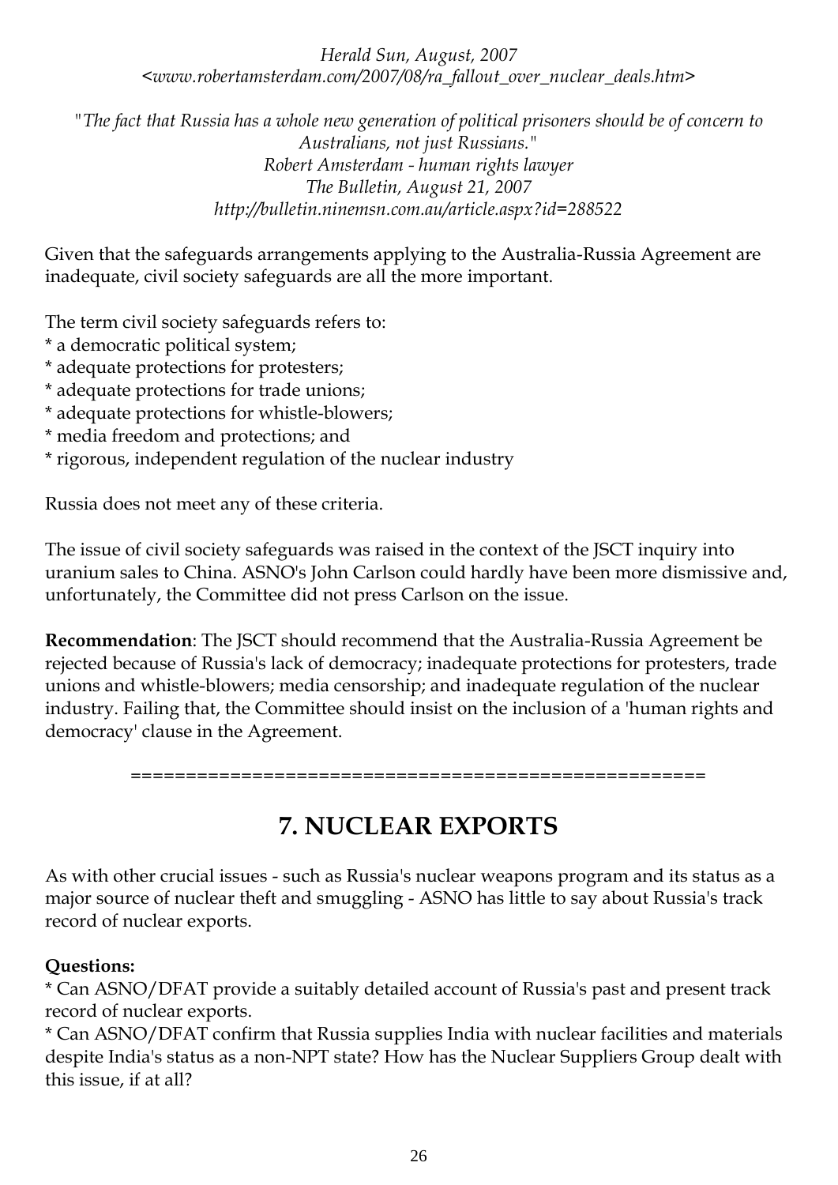*Herald Sun, August, 2007*
*<www.robertamsterdam.com/2007/08/ra_fallout_over_nuclear_deals.htm>*

*"The fact that Russia has a whole new generation of political prisoners should be of concern to Australians, not just Russians."*
*Robert Amsterdam - human rights lawyer*
*The Bulletin, August 21, 2007*
*http://bulletin.ninemsn.com.au/article.aspx?id=288522*

Given that the safeguards arrangements applying to the Australia-Russia Agreement are inadequate, civil society safeguards are all the more important.

The term civil society safeguards refers to:

* a democratic political system;
* adequate protections for protesters;
* adequate protections for trade unions;
* adequate protections for whistle-blowers;
* media freedom and protections; and
* rigorous, independent regulation of the nuclear industry

Russia does not meet any of these criteria.

The issue of civil society safeguards was raised in the context of the JSCT inquiry into uranium sales to China. ASNO's John Carlson could hardly have been more dismissive and, unfortunately, the Committee did not press Carlson on the issue.

**Recommendation**: The JSCT should recommend that the Australia-Russia Agreement be rejected because of Russia's lack of democracy; inadequate protections for protesters, trade unions and whistle-blowers; media censorship; and inadequate regulation of the nuclear industry. Failing that, the Committee should insist on the inclusion of a 'human rights and democracy' clause in the Agreement.

=====================================================

## 7. NUCLEAR EXPORTS

As with other crucial issues - such as Russia's nuclear weapons program and its status as a major source of nuclear theft and smuggling - ASNO has little to say about Russia's track record of nuclear exports.

**Questions:**

* Can ASNO/DFAT provide a suitably detailed account of Russia's past and present track record of nuclear exports.
* Can ASNO/DFAT confirm that Russia supplies India with nuclear facilities and materials despite India's status as a non-NPT state? How has the Nuclear Suppliers Group dealt with this issue, if at all?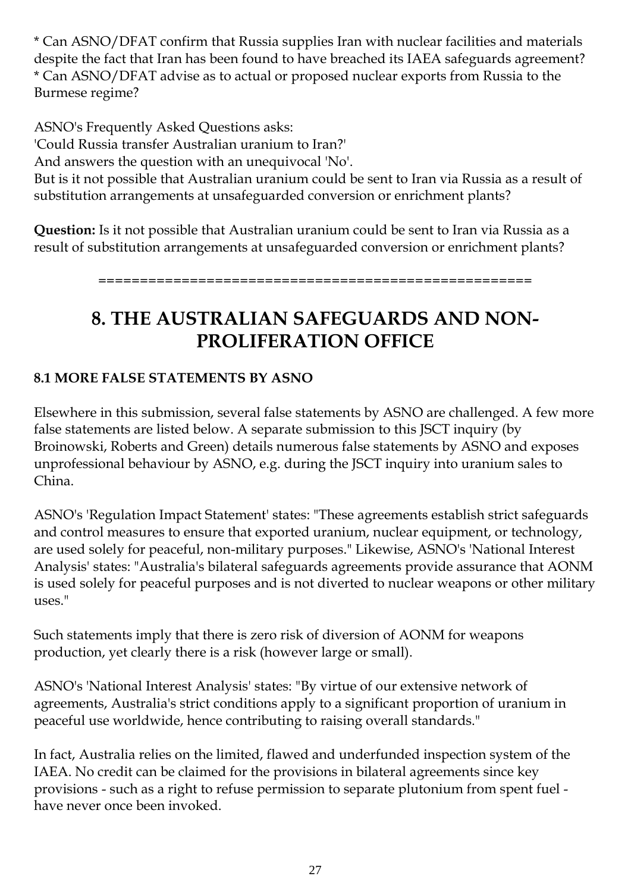* Can ASNO/DFAT confirm that Russia supplies Iran with nuclear facilities and materials despite the fact that Iran has been found to have breached its IAEA safeguards agreement?
* Can ASNO/DFAT advise as to actual or proposed nuclear exports from Russia to the Burmese regime?

ASNO's Frequently Asked Questions asks:
'Could Russia transfer Australian uranium to Iran?'
And answers the question with an unequivocal 'No'.
But is it not possible that Australian uranium could be sent to Iran via Russia as a result of substitution arrangements at unsafeguarded conversion or enrichment plants?

**Question:** Is it not possible that Australian uranium could be sent to Iran via Russia as a result of substitution arrangements at unsafeguarded conversion or enrichment plants?

=====================================================

# 8. THE AUSTRALIAN SAFEGUARDS AND NON-PROLIFERATION OFFICE

### 8.1 MORE FALSE STATEMENTS BY ASNO

Elsewhere in this submission, several false statements by ASNO are challenged. A few more false statements are listed below. A separate submission to this JSCT inquiry (by Broinowski, Roberts and Green) details numerous false statements by ASNO and exposes unprofessional behaviour by ASNO, e.g. during the JSCT inquiry into uranium sales to China.

ASNO's 'Regulation Impact Statement' states: "These agreements establish strict safeguards and control measures to ensure that exported uranium, nuclear equipment, or technology, are used solely for peaceful, non-military purposes." Likewise, ASNO's 'National Interest Analysis' states: "Australia's bilateral safeguards agreements provide assurance that AONM is used solely for peaceful purposes and is not diverted to nuclear weapons or other military uses."

Such statements imply that there is zero risk of diversion of AONM for weapons production, yet clearly there is a risk (however large or small).

ASNO's 'National Interest Analysis' states: "By virtue of our extensive network of agreements, Australia's strict conditions apply to a significant proportion of uranium in peaceful use worldwide, hence contributing to raising overall standards."

In fact, Australia relies on the limited, flawed and underfunded inspection system of the IAEA. No credit can be claimed for the provisions in bilateral agreements since key provisions - such as a right to refuse permission to separate plutonium from spent fuel - have never once been invoked.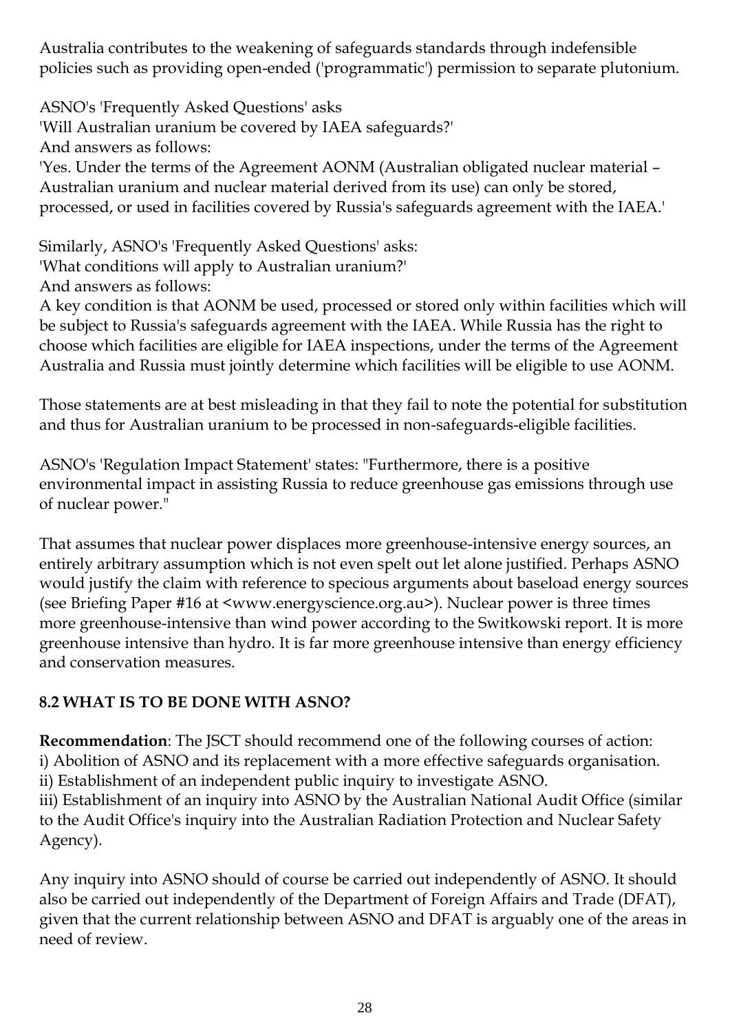Australia contributes to the weakening of safeguards standards through indefensible policies such as providing open-ended ('programmatic') permission to separate plutonium.

ASNO's 'Frequently Asked Questions' asks
'Will Australian uranium be covered by IAEA safeguards?'
And answers as follows:
'Yes. Under the terms of the Agreement AONM (Australian obligated nuclear material – Australian uranium and nuclear material derived from its use) can only be stored, processed, or used in facilities covered by Russia's safeguards agreement with the IAEA.'

Similarly, ASNO's 'Frequently Asked Questions' asks:
'What conditions will apply to Australian uranium?'
And answers as follows:
A key condition is that AONM be used, processed or stored only within facilities which will be subject to Russia's safeguards agreement with the IAEA. While Russia has the right to choose which facilities are eligible for IAEA inspections, under the terms of the Agreement Australia and Russia must jointly determine which facilities will be eligible to use AONM.

Those statements are at best misleading in that they fail to note the potential for substitution and thus for Australian uranium to be processed in non-safeguards-eligible facilities.

ASNO's 'Regulation Impact Statement' states: "Furthermore, there is a positive environmental impact in assisting Russia to reduce greenhouse gas emissions through use of nuclear power."

That assumes that nuclear power displaces more greenhouse-intensive energy sources, an entirely arbitrary assumption which is not even spelt out let alone justified. Perhaps ASNO would justify the claim with reference to specious arguments about baseload energy sources (see Briefing Paper #16 at <www.energyscience.org.au>). Nuclear power is three times more greenhouse-intensive than wind power according to the Switkowski report. It is more greenhouse intensive than hydro. It is far more greenhouse intensive than energy efficiency and conservation measures.

## 8.2 WHAT IS TO BE DONE WITH ASNO?

**Recommendation**: The JSCT should recommend one of the following courses of action:
i) Abolition of ASNO and its replacement with a more effective safeguards organisation.
ii) Establishment of an independent public inquiry to investigate ASNO.
iii) Establishment of an inquiry into ASNO by the Australian National Audit Office (similar to the Audit Office's inquiry into the Australian Radiation Protection and Nuclear Safety Agency).

Any inquiry into ASNO should of course be carried out independently of ASNO. It should also be carried out independently of the Department of Foreign Affairs and Trade (DFAT), given that the current relationship between ASNO and DFAT is arguably one of the areas in need of review.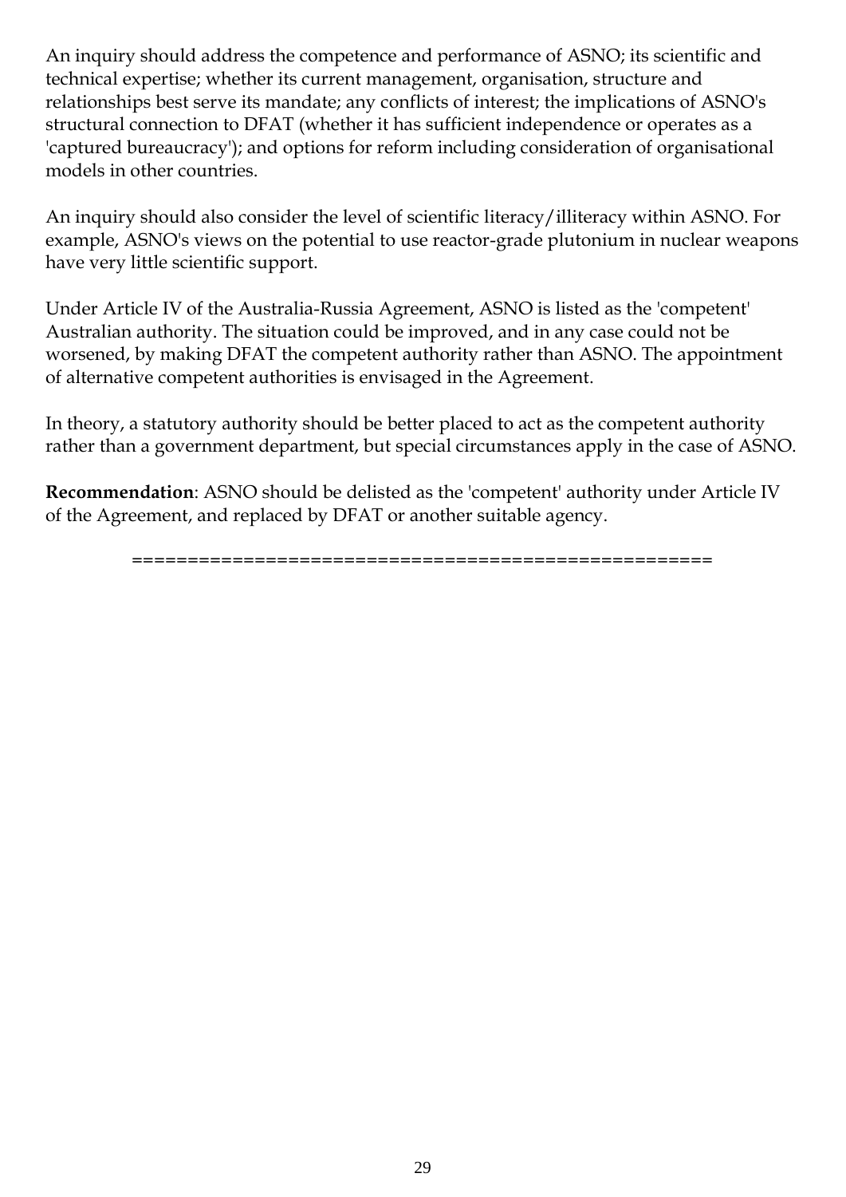An inquiry should address the competence and performance of ASNO; its scientific and technical expertise; whether its current management, organisation, structure and relationships best serve its mandate; any conflicts of interest; the implications of ASNO's structural connection to DFAT (whether it has sufficient independence or operates as a 'captured bureaucracy'); and options for reform including consideration of organisational models in other countries.

An inquiry should also consider the level of scientific literacy/illiteracy within ASNO. For example, ASNO's views on the potential to use reactor-grade plutonium in nuclear weapons have very little scientific support.

Under Article IV of the Australia-Russia Agreement, ASNO is listed as the 'competent' Australian authority. The situation could be improved, and in any case could not be worsened, by making DFAT the competent authority rather than ASNO. The appointment of alternative competent authorities is envisaged in the Agreement.

In theory, a statutory authority should be better placed to act as the competent authority rather than a government department, but special circumstances apply in the case of ASNO.

**Recommendation**: ASNO should be delisted as the 'competent' authority under Article IV of the Agreement, and replaced by DFAT or another suitable agency.

======================================================